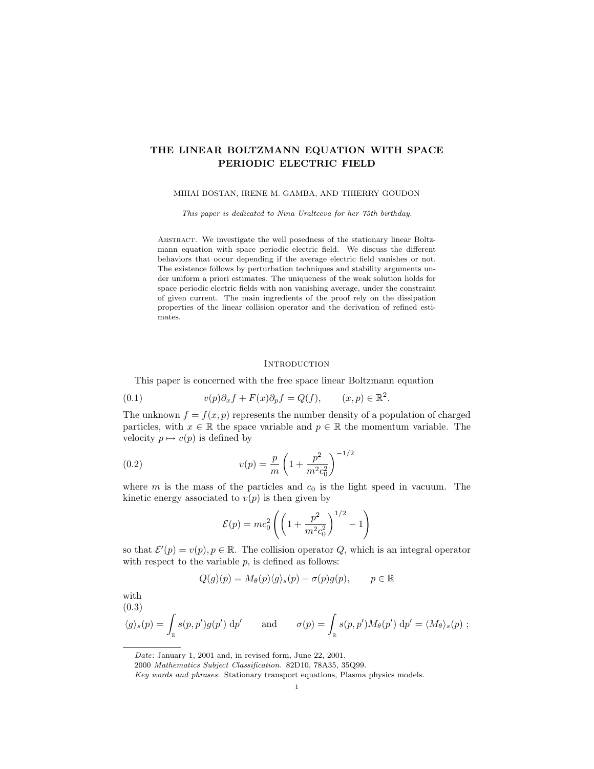# THE LINEAR BOLTZMANN EQUATION WITH SPACE PERIODIC ELECTRIC FIELD

MIHAI BOSTAN, IRENE M. GAMBA, AND THIERRY GOUDON

*This paper is dedicated to Nina Uraltceva for her 75th birthday.*

Abstract. We investigate the well posedness of the stationary linear Boltzmann equation with space periodic electric field. We discuss the different behaviors that occur depending if the average electric field vanishes or not. The existence follows by perturbation techniques and stability arguments under uniform a priori estimates. The uniqueness of the weak solution holds for space periodic electric fields with non vanishing average, under the constraint of given current. The main ingredients of the proof rely on the dissipation properties of the linear collision operator and the derivation of refined estimates.

## Introduction

This paper is concerned with the free space linear Boltzmann equation

$$v(p)\partial_x f + F(x)\partial_p f = Q(f), \qquad (x,p) \in \mathbb{R}^2. \tag{0.1}$$

The unknown $f = f(x,p)$ represents the number density of a population of charged particles, with $x \in \mathbb{R}$ the space variable and $p \in \mathbb{R}$ the momentum variable. The velocity $p \mapsto v(p)$ is defined by

$$v(p) = \frac{p}{m}\left(1 + \frac{p^2}{m^2 c_0^2}\right)^{-1/2} \tag{0.2}$$

where $m$ is the mass of the particles and $c_0$ is the light speed in vacuum. The kinetic energy associated to $v(p)$ is then given by

$$\mathcal{E}(p) = mc_0^2\left(\left(1 + \frac{p^2}{m^2 c_0^2}\right)^{1/2} - 1\right)$$

so that $\mathcal{E}'(p) = v(p), p \in \mathbb{R}$. The collision operator $Q$, which is an integral operator with respect to the variable $p$, is defined as follows:

$$Q(g)(p) = M_\theta(p)\langle g\rangle_s(p) - \sigma(p)g(p), \qquad p \in \mathbb{R}$$

with

$$\langle g\rangle_s(p) = \int_{\mathbb{R}} s(p,p')g(p')\,\mathrm{d}p' \qquad \text{and} \qquad \sigma(p) = \int_{\mathbb{R}} s(p,p')M_\theta(p')\,\mathrm{d}p' = \langle M_\theta\rangle_s(p)\;; \tag{0.3}$$

---

*Date*: January 1, 2001 and, in revised form, June 22, 2001.

2000 *Mathematics Subject Classification.* 82D10, 78A35, 35Q99.

*Key words and phrases.* Stationary transport equations, Plasma physics models.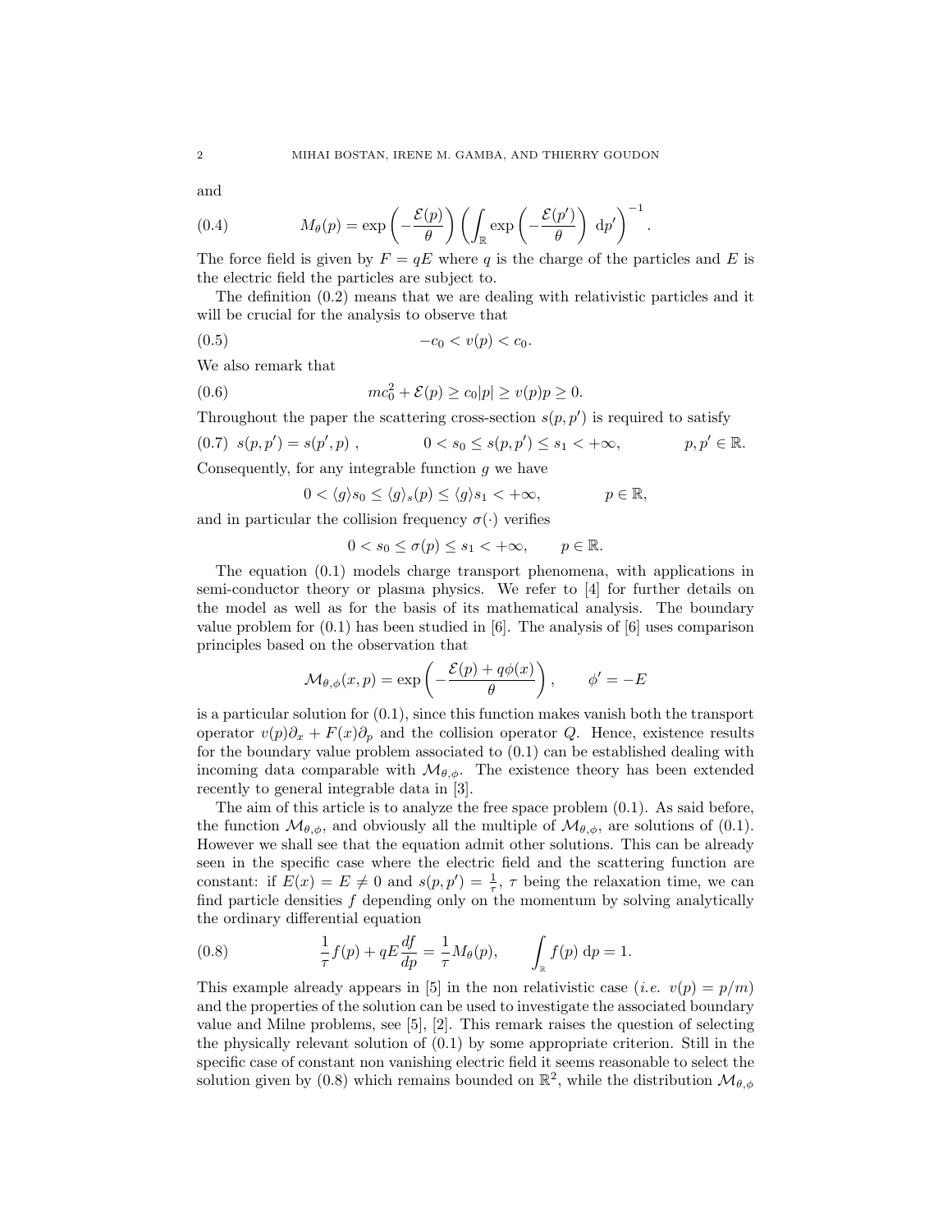and

$$M_\theta(p) = \exp\left(-\frac{\mathcal{E}(p)}{\theta}\right)\left(\int_{\mathbb{R}} \exp\left(-\frac{\mathcal{E}(p')}{\theta}\right)\,\mathrm{d}p'\right)^{-1}. \tag{0.4}$$

The force field is given by $F = qE$ where $q$ is the charge of the particles and $E$ is the electric field the particles are subject to.

The definition (0.2) means that we are dealing with relativistic particles and it will be crucial for the analysis to observe that

$$-c_0 < v(p) < c_0. \tag{0.5}$$

We also remark that

$$mc_0^2 + \mathcal{E}(p) \geq c_0|p| \geq v(p)p \geq 0. \tag{0.6}$$

Throughout the paper the scattering cross-section $s(p, p')$ is required to satisfy

$$s(p,p') = s(p',p)\ , \qquad 0 < s_0 \leq s(p,p') \leq s_1 < +\infty, \qquad p, p' \in \mathbb{R}. \tag{0.7}$$

Consequently, for any integrable function $g$ we have

$$0 < \langle g\rangle s_0 \leq \langle g\rangle_s(p) \leq \langle g\rangle s_1 < +\infty, \qquad p \in \mathbb{R},$$

and in particular the collision frequency $\sigma(\cdot)$ verifies

$$0 < s_0 \leq \sigma(p) \leq s_1 < +\infty, \qquad p \in \mathbb{R}.$$

The equation (0.1) models charge transport phenomena, with applications in semi-conductor theory or plasma physics. We refer to [4] for further details on the model as well as for the basis of its mathematical analysis. The boundary value problem for (0.1) has been studied in [6]. The analysis of [6] uses comparison principles based on the observation that

$$\mathcal{M}_{\theta,\phi}(x,p) = \exp\left(-\frac{\mathcal{E}(p) + q\phi(x)}{\theta}\right), \qquad \phi' = -E$$

is a particular solution for (0.1), since this function makes vanish both the transport operator $v(p)\partial_x + F(x)\partial_p$ and the collision operator $Q$. Hence, existence results for the boundary value problem associated to (0.1) can be established dealing with incoming data comparable with $\mathcal{M}_{\theta,\phi}$. The existence theory has been extended recently to general integrable data in [3].

The aim of this article is to analyze the free space problem (0.1). As said before, the function $\mathcal{M}_{\theta,\phi}$, and obviously all the multiple of $\mathcal{M}_{\theta,\phi}$, are solutions of (0.1). However we shall see that the equation admit other solutions. This can be already seen in the specific case where the electric field and the scattering function are constant: if $E(x) = E \neq 0$ and $s(p,p') = \frac{1}{\tau}$, $\tau$ being the relaxation time, we can find particle densities $f$ depending only on the momentum by solving analytically the ordinary differential equation

$$\frac{1}{\tau}f(p) + qE\frac{df}{dp} = \frac{1}{\tau}M_\theta(p), \qquad \int_{\mathbb{R}} f(p)\,\mathrm{d}p = 1. \tag{0.8}$$

This example already appears in [5] in the non relativistic case (*i.e.* $v(p) = p/m$) and the properties of the solution can be used to investigate the associated boundary value and Milne problems, see [5], [2]. This remark raises the question of selecting the physically relevant solution of (0.1) by some appropriate criterion. Still in the specific case of constant non vanishing electric field it seems reasonable to select the solution given by (0.8) which remains bounded on $\mathbb{R}^2$, while the distribution $\mathcal{M}_{\theta,\phi}$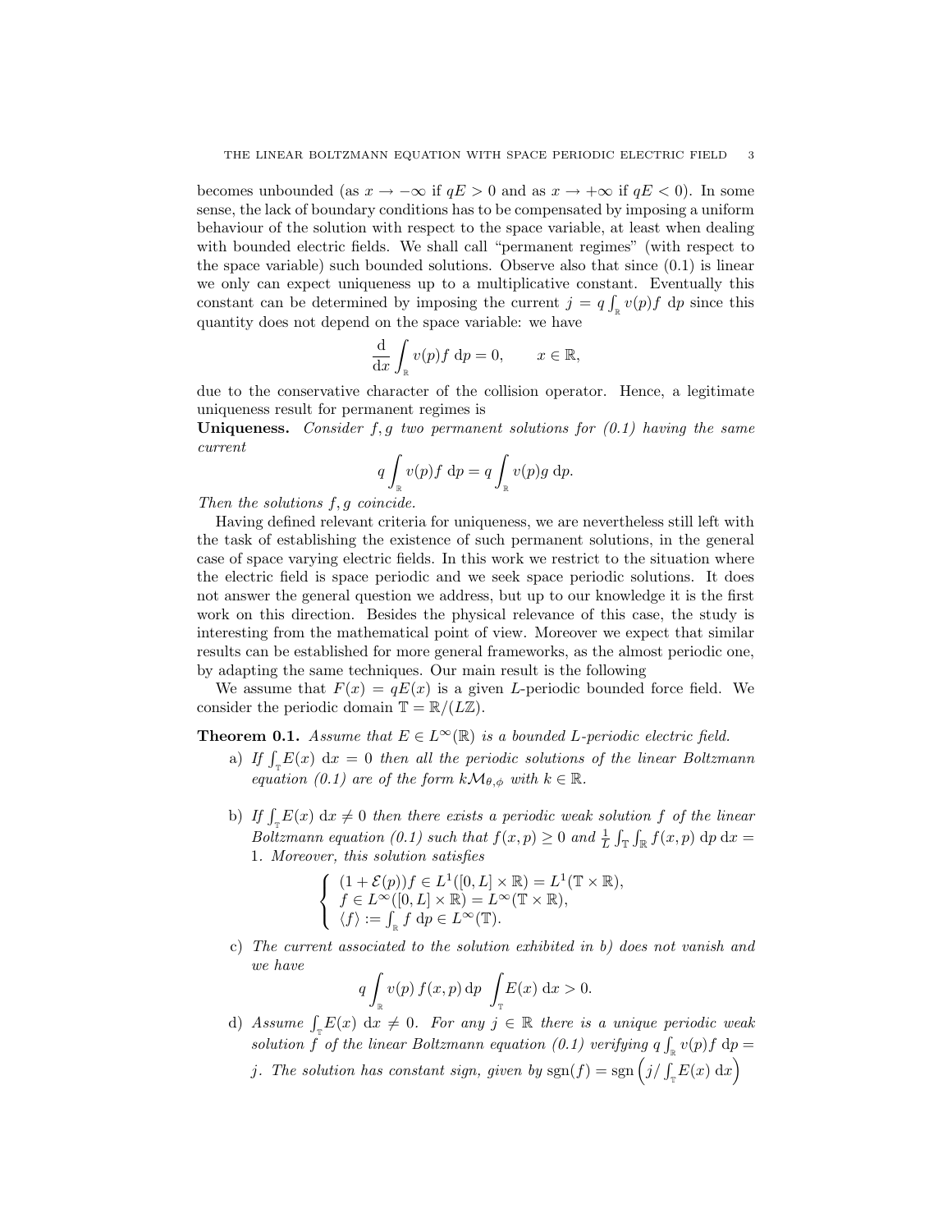becomes unbounded (as $x \to -\infty$ if $qE > 0$ and as $x \to +\infty$ if $qE < 0$). In some sense, the lack of boundary conditions has to be compensated by imposing a uniform behaviour of the solution with respect to the space variable, at least when dealing with bounded electric fields. We shall call "permanent regimes" (with respect to the space variable) such bounded solutions. Observe also that since (0.1) is linear we only can expect uniqueness up to a multiplicative constant. Eventually this constant can be determined by imposing the current $j = q\int_{\mathbb{R}} v(p) f \, \mathrm{d}p$ since this quantity does not depend on the space variable: we have

$$\frac{\mathrm{d}}{\mathrm{d}x}\int_{\mathbb{R}} v(p) f \, \mathrm{d}p = 0, \qquad x \in \mathbb{R},$$

due to the conservative character of the collision operator. Hence, a legitimate uniqueness result for permanent regimes is

**Uniqueness.** *Consider $f, g$ two permanent solutions for (0.1) having the same current*

$$q\int_{\mathbb{R}} v(p) f \, \mathrm{d}p = q\int_{\mathbb{R}} v(p) g \, \mathrm{d}p.$$

*Then the solutions $f, g$ coincide.*

Having defined relevant criteria for uniqueness, we are nevertheless still left with the task of establishing the existence of such permanent solutions, in the general case of space varying electric fields. In this work we restrict to the situation where the electric field is space periodic and we seek space periodic solutions. It does not answer the general question we address, but up to our knowledge it is the first work on this direction. Besides the physical relevance of this case, the study is interesting from the mathematical point of view. Moreover we expect that similar results can be established for more general frameworks, as the almost periodic one, by adapting the same techniques. Our main result is the following

We assume that $F(x) = qE(x)$ is a given $L$-periodic bounded force field. We consider the periodic domain $\mathbb{T} = \mathbb{R}/(L\mathbb{Z})$.

**Theorem 0.1.** *Assume that $E \in L^\infty(\mathbb{R})$ is a bounded $L$-periodic electric field.*

a) *If $\int_{\mathbb{T}} E(x) \, \mathrm{d}x = 0$ then all the periodic solutions of the linear Boltzmann equation (0.1) are of the form $k\mathcal{M}_{\theta,\phi}$ with $k \in \mathbb{R}$.*

b) *If $\int_{\mathbb{T}} E(x) \, \mathrm{d}x \neq 0$ then there exists a periodic weak solution $f$ of the linear Boltzmann equation (0.1) such that $f(x,p) \geq 0$ and $\frac{1}{L}\int_{\mathbb{T}}\int_{\mathbb{R}} f(x,p) \, \mathrm{d}p \, \mathrm{d}x = 1$. Moreover, this solution satisfies*

$$\begin{cases} (1 + \mathcal{E}(p)) f \in L^1([0,L] \times \mathbb{R}) = L^1(\mathbb{T} \times \mathbb{R}), \\ f \in L^\infty([0,L] \times \mathbb{R}) = L^\infty(\mathbb{T} \times \mathbb{R}), \\ \langle f \rangle := \int_{\mathbb{R}} f \, \mathrm{d}p \in L^\infty(\mathbb{T}). \end{cases}$$

c) *The current associated to the solution exhibited in b) does not vanish and we have*

$$q\int_{\mathbb{R}} v(p)\, f(x,p) \, \mathrm{d}p \, \int_{\mathbb{T}} E(x) \, \mathrm{d}x > 0.$$

d) *Assume $\int_{\mathbb{T}} E(x) \, \mathrm{d}x \neq 0$. For any $j \in \mathbb{R}$ there is a unique periodic weak solution $f$ of the linear Boltzmann equation (0.1) verifying $q\int_{\mathbb{R}} v(p) f \, \mathrm{d}p = j$. The solution has constant sign, given by $\mathrm{sgn}(f) = \mathrm{sgn}\left(j / \int_{\mathbb{T}} E(x) \, \mathrm{d}x\right)$*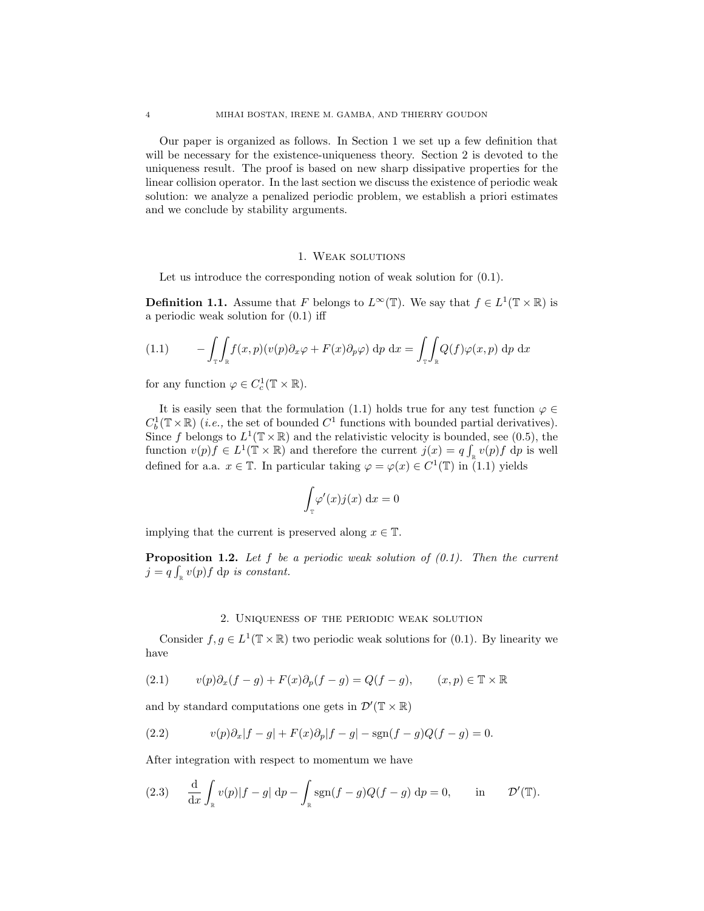Our paper is organized as follows. In Section 1 we set up a few definition that will be necessary for the existence-uniqueness theory. Section 2 is devoted to the uniqueness result. The proof is based on new sharp dissipative properties for the linear collision operator. In the last section we discuss the existence of periodic weak solution: we analyze a penalized periodic problem, we establish a priori estimates and we conclude by stability arguments.

## 1. Weak solutions

Let us introduce the corresponding notion of weak solution for (0.1).

**Definition 1.1.** Assume that $F$ belongs to $L^\infty(\mathbb{T})$. We say that $f \in L^1(\mathbb{T} \times \mathbb{R})$ is a periodic weak solution for (0.1) iff

$$
-\int_{\mathbb{T}}\int_{\mathbb{R}} f(x,p)(v(p)\partial_x \varphi + F(x)\partial_p \varphi)\,\mathrm{d}p\,\mathrm{d}x = \int_{\mathbb{T}}\int_{\mathbb{R}} Q(f)\varphi(x,p)\,\mathrm{d}p\,\mathrm{d}x \tag{1.1}
$$

for any function $\varphi \in C^1_c(\mathbb{T} \times \mathbb{R})$.

It is easily seen that the formulation (1.1) holds true for any test function $\varphi \in C^1_b(\mathbb{T} \times \mathbb{R})$ (*i.e.,* the set of bounded $C^1$ functions with bounded partial derivatives). Since $f$ belongs to $L^1(\mathbb{T} \times \mathbb{R})$ and the relativistic velocity is bounded, see (0.5), the function $v(p)f \in L^1(\mathbb{T} \times \mathbb{R})$ and therefore the current $j(x) = q\int_{\mathbb{R}} v(p)f\,\mathrm{d}p$ is well defined for a.a. $x \in \mathbb{T}$. In particular taking $\varphi = \varphi(x) \in C^1(\mathbb{T})$ in (1.1) yields

$$
\int_{\mathbb{T}} \varphi'(x) j(x)\,\mathrm{d}x = 0
$$

implying that the current is preserved along $x \in \mathbb{T}$.

**Proposition 1.2.** *Let $f$ be a periodic weak solution of (0.1). Then the current $j = q\int_{\mathbb{R}} v(p)f\,\mathrm{d}p$ is constant.*

## 2. Uniqueness of the periodic weak solution

Consider $f, g \in L^1(\mathbb{T} \times \mathbb{R})$ two periodic weak solutions for (0.1). By linearity we have

$$
v(p)\partial_x(f-g) + F(x)\partial_p(f-g) = Q(f-g), \qquad (x,p) \in \mathbb{T} \times \mathbb{R} \tag{2.1}
$$

and by standard computations one gets in $\mathcal{D}'(\mathbb{T} \times \mathbb{R})$

$$
v(p)\partial_x|f-g| + F(x)\partial_p|f-g| - \operatorname{sgn}(f-g)Q(f-g) = 0. \tag{2.2}
$$

After integration with respect to momentum we have

$$
\frac{\mathrm{d}}{\mathrm{d}x}\int_{\mathbb{R}} v(p)|f-g|\,\mathrm{d}p - \int_{\mathbb{R}} \operatorname{sgn}(f-g)Q(f-g)\,\mathrm{d}p = 0, \qquad \text{in} \qquad \mathcal{D}'(\mathbb{T}). \tag{2.3}
$$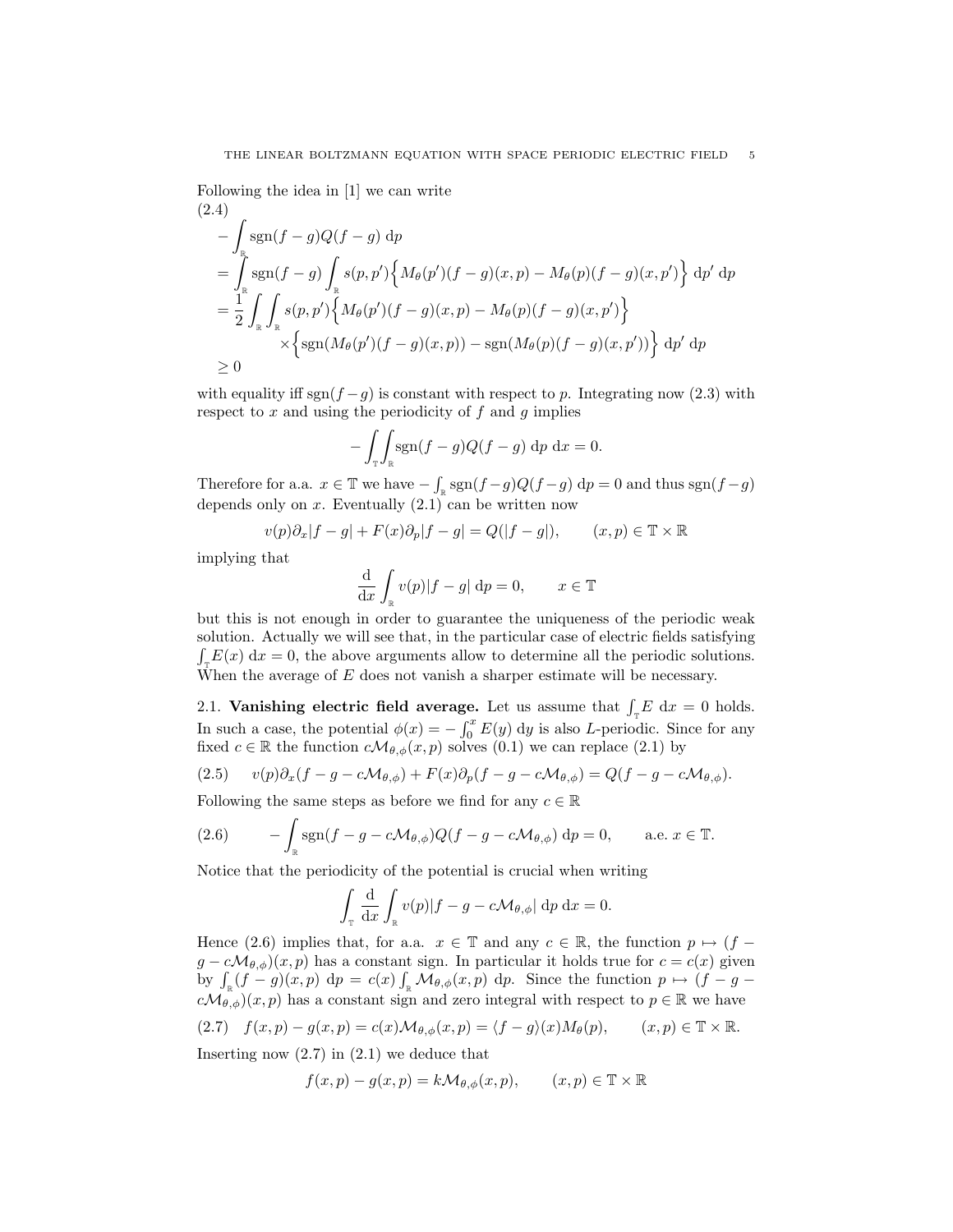Following the idea in [1] we can write

$$
\begin{aligned}
(2.4)\quad & - \int_{\mathbb{R}} \operatorname{sgn}(f-g) Q(f-g) \, \mathrm{d}p \\
&= \int_{\mathbb{R}} \operatorname{sgn}(f-g) \int_{\mathbb{R}} s(p,p') \Big\{ M_\theta(p')(f-g)(x,p) - M_\theta(p)(f-g)(x,p') \Big\} \, \mathrm{d}p' \, \mathrm{d}p \\
&= \frac{1}{2} \int_{\mathbb{R}} \int_{\mathbb{R}} s(p,p') \Big\{ M_\theta(p')(f-g)(x,p) - M_\theta(p)(f-g)(x,p') \Big\} \\
&\qquad \times \Big\{ \operatorname{sgn}(M_\theta(p')(f-g)(x,p)) - \operatorname{sgn}(M_\theta(p)(f-g)(x,p')) \Big\} \, \mathrm{d}p' \, \mathrm{d}p \\
&\geq 0
\end{aligned}
$$

with equality iff $\operatorname{sgn}(f-g)$ is constant with respect to $p$. Integrating now (2.3) with respect to $x$ and using the periodicity of $f$ and $g$ implies

$$
- \int_{\mathbb{T}} \int_{\mathbb{R}} \operatorname{sgn}(f-g) Q(f-g) \, \mathrm{d}p \, \mathrm{d}x = 0.
$$

Therefore for a.a. $x \in \mathbb{T}$ we have $- \int_{\mathbb{R}} \operatorname{sgn}(f-g) Q(f-g) \, \mathrm{d}p = 0$ and thus $\operatorname{sgn}(f-g)$ depends only on $x$. Eventually (2.1) can be written now

$$
v(p)\partial_x |f-g| + F(x)\partial_p |f-g| = Q(|f-g|), \qquad (x,p) \in \mathbb{T} \times \mathbb{R}
$$

implying that

$$
\frac{\mathrm{d}}{\mathrm{d}x} \int_{\mathbb{R}} v(p)|f-g| \, \mathrm{d}p = 0, \qquad x \in \mathbb{T}
$$

but this is not enough in order to guarantee the uniqueness of the periodic weak solution. Actually we will see that, in the particular case of electric fields satisfying $\int_{\mathbb{T}} E(x) \, \mathrm{d}x = 0$, the above arguments allow to determine all the periodic solutions. When the average of $E$ does not vanish a sharper estimate will be necessary.

**2.1. Vanishing electric field average.** Let us assume that $\int_{\mathbb{T}} E \, \mathrm{d}x = 0$ holds. In such a case, the potential $\phi(x) = -\int_0^x E(y) \, \mathrm{d}y$ is also $L$-periodic. Since for any fixed $c \in \mathbb{R}$ the function $c\mathcal{M}_{\theta,\phi}(x,p)$ solves (0.1) we can replace (2.1) by

$$
(2.5) \qquad v(p)\partial_x (f-g-c\mathcal{M}_{\theta,\phi}) + F(x)\partial_p (f-g-c\mathcal{M}_{\theta,\phi}) = Q(f-g-c\mathcal{M}_{\theta,\phi}).
$$

Following the same steps as before we find for any $c \in \mathbb{R}$

$$
(2.6) \qquad - \int_{\mathbb{R}} \operatorname{sgn}(f-g-c\mathcal{M}_{\theta,\phi}) Q(f-g-c\mathcal{M}_{\theta,\phi}) \, \mathrm{d}p = 0, \qquad \text{a.e. } x \in \mathbb{T}.
$$

Notice that the periodicity of the potential is crucial when writing

$$
\int_{\mathbb{T}} \frac{\mathrm{d}}{\mathrm{d}x} \int_{\mathbb{R}} v(p)|f-g-c\mathcal{M}_{\theta,\phi}| \, \mathrm{d}p \, \mathrm{d}x = 0.
$$

Hence (2.6) implies that, for a.a. $x \in \mathbb{T}$ and any $c \in \mathbb{R}$, the function $p \mapsto (f - g - c\mathcal{M}_{\theta,\phi})(x,p)$ has a constant sign. In particular it holds true for $c = c(x)$ given by $\int_{\mathbb{R}} (f-g)(x,p) \, \mathrm{d}p = c(x) \int_{\mathbb{R}} \mathcal{M}_{\theta,\phi}(x,p) \, \mathrm{d}p$. Since the function $p \mapsto (f - g - c\mathcal{M}_{\theta,\phi})(x,p)$ has a constant sign and zero integral with respect to $p \in \mathbb{R}$ we have

$$
(2.7) \quad f(x,p) - g(x,p) = c(x)\mathcal{M}_{\theta,\phi}(x,p) = \langle f-g \rangle(x) M_\theta(p), \qquad (x,p) \in \mathbb{T} \times \mathbb{R}.
$$

Inserting now (2.7) in (2.1) we deduce that

$$
f(x,p) - g(x,p) = k\mathcal{M}_{\theta,\phi}(x,p), \qquad (x,p) \in \mathbb{T} \times \mathbb{R}
$$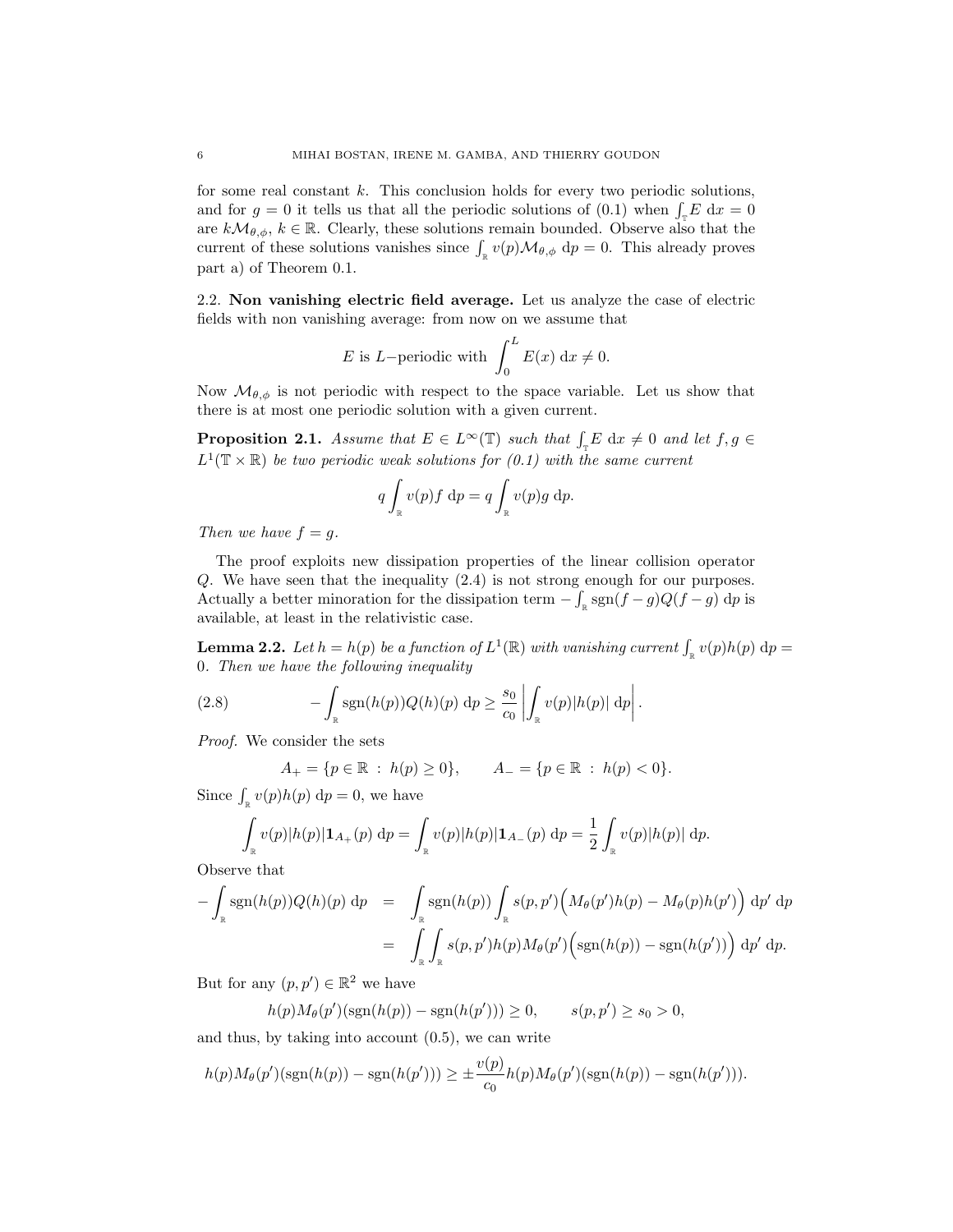for some real constant $k$. This conclusion holds for every two periodic solutions, and for $g = 0$ it tells us that all the periodic solutions of (0.1) when $\int_{\mathbb{T}} E \, dx = 0$ are $k\mathcal{M}_{\theta,\phi}$, $k \in \mathbb{R}$. Clearly, these solutions remain bounded. Observe also that the current of these solutions vanishes since $\int_{\mathbb{R}} v(p)\mathcal{M}_{\theta,\phi} \, dp = 0$. This already proves part a) of Theorem 0.1.

## 2.2. Non vanishing electric field average.

Let us analyze the case of electric fields with non vanishing average: from now on we assume that

$$E \text{ is } L\text{−periodic with } \int_0^L E(x) \, dx \neq 0.$$

Now $\mathcal{M}_{\theta,\phi}$ is not periodic with respect to the space variable. Let us show that there is at most one periodic solution with a given current.

**Proposition 2.1.** *Assume that $E \in L^\infty(\mathbb{T})$ such that $\int_{\mathbb{T}} E \, dx \neq 0$ and let $f, g \in L^1(\mathbb{T} \times \mathbb{R})$ be two periodic weak solutions for (0.1) with the same current*

$$q \int_{\mathbb{R}} v(p) f \, dp = q \int_{\mathbb{R}} v(p) g \, dp.$$

*Then we have $f = g$.*

The proof exploits new dissipation properties of the linear collision operator $Q$. We have seen that the inequality (2.4) is not strong enough for our purposes. Actually a better minoration for the dissipation term $-\int_{\mathbb{R}} \operatorname{sgn}(f-g) Q(f-g) \, dp$ is available, at least in the relativistic case.

**Lemma 2.2.** *Let $h = h(p)$ be a function of $L^1(\mathbb{R})$ with vanishing current $\int_{\mathbb{R}} v(p) h(p) \, dp = 0$. Then we have the following inequality*

$$-\int_{\mathbb{R}} \operatorname{sgn}(h(p)) Q(h)(p) \, dp \geq \frac{s_0}{c_0} \left| \int_{\mathbb{R}} v(p) |h(p)| \, dp \right|. \tag{2.8}$$

*Proof.* We consider the sets

$$A_+ = \{p \in \mathbb{R} \, : \, h(p) \geq 0\}, \qquad A_- = \{p \in \mathbb{R} \, : \, h(p) < 0\}.$$

Since $\int_{\mathbb{R}} v(p) h(p) \, dp = 0$, we have

$$\int_{\mathbb{R}} v(p) |h(p)| \mathbf{1}_{A_+}(p) \, dp = \int_{\mathbb{R}} v(p) |h(p)| \mathbf{1}_{A_-}(p) \, dp = \frac{1}{2} \int_{\mathbb{R}} v(p) |h(p)| \, dp.$$

Observe that

$$\begin{aligned}
-\int_{\mathbb{R}} \operatorname{sgn}(h(p)) Q(h)(p) \, dp &= \int_{\mathbb{R}} \operatorname{sgn}(h(p)) \int_{\mathbb{R}} s(p,p') \Big( M_\theta(p') h(p) - M_\theta(p) h(p') \Big) \, dp' \, dp \\
&= \int_{\mathbb{R}} \int_{\mathbb{R}} s(p,p') h(p) M_\theta(p') \Big( \operatorname{sgn}(h(p)) - \operatorname{sgn}(h(p')) \Big) \, dp' \, dp.
\end{aligned}$$

But for any $(p, p') \in \mathbb{R}^2$ we have

$$h(p) M_\theta(p') (\operatorname{sgn}(h(p)) - \operatorname{sgn}(h(p'))) \geq 0, \qquad s(p,p') \geq s_0 > 0,$$

and thus, by taking into account (0.5), we can write

$$h(p) M_\theta(p') (\operatorname{sgn}(h(p)) - \operatorname{sgn}(h(p'))) \geq \pm \frac{v(p)}{c_0} h(p) M_\theta(p') (\operatorname{sgn}(h(p)) - \operatorname{sgn}(h(p'))).$$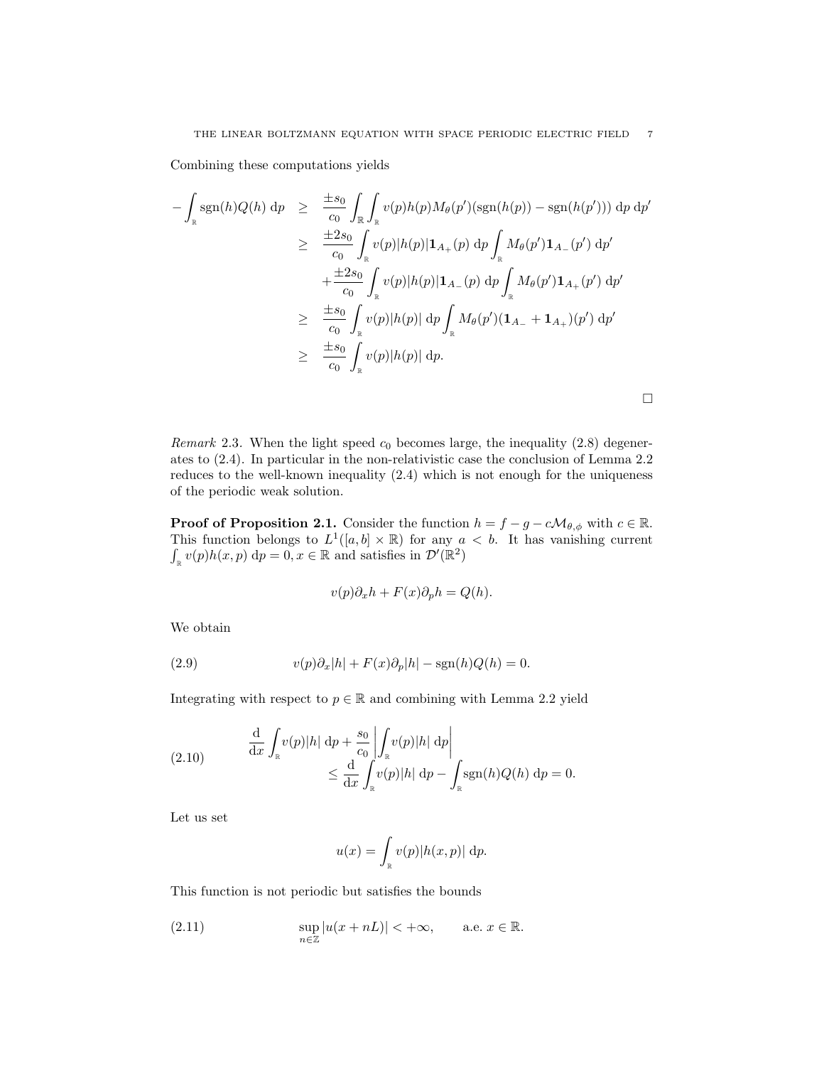Combining these computations yields

$$
\begin{aligned}
-\int_{\mathbb{R}} \operatorname{sgn}(h) Q(h)\,\mathrm{d}p &\geq \frac{\pm s_0}{c_0}\int_{\mathbb{R}}\int_{\mathbb{R}} v(p)h(p)M_\theta(p')(\operatorname{sgn}(h(p)) - \operatorname{sgn}(h(p')))\,\mathrm{d}p\,\mathrm{d}p' \\
&\geq \frac{\pm 2s_0}{c_0}\int_{\mathbb{R}} v(p)|h(p)|\mathbf{1}_{A_+}(p)\,\mathrm{d}p \int_{\mathbb{R}} M_\theta(p')\mathbf{1}_{A_-}(p')\,\mathrm{d}p' \\
&\quad + \frac{\pm 2s_0}{c_0}\int_{\mathbb{R}} v(p)|h(p)|\mathbf{1}_{A_-}(p)\,\mathrm{d}p \int_{\mathbb{R}} M_\theta(p')\mathbf{1}_{A_+}(p')\,\mathrm{d}p' \\
&\geq \frac{\pm s_0}{c_0}\int_{\mathbb{R}} v(p)|h(p)|\,\mathrm{d}p \int_{\mathbb{R}} M_\theta(p')(\mathbf{1}_{A_-} + \mathbf{1}_{A_+})(p')\,\mathrm{d}p' \\
&\geq \frac{\pm s_0}{c_0}\int_{\mathbb{R}} v(p)|h(p)|\,\mathrm{d}p.
\end{aligned}
$$

□

*Remark* 2.3. When the light speed $c_0$ becomes large, the inequality (2.8) degenerates to (2.4). In particular in the non-relativistic case the conclusion of Lemma 2.2 reduces to the well-known inequality (2.4) which is not enough for the uniqueness of the periodic weak solution.

**Proof of Proposition 2.1.** Consider the function $h = f - g - c\mathcal{M}_{\theta,\phi}$ with $c \in \mathbb{R}$. This function belongs to $L^1([a,b]\times\mathbb{R})$ for any $a < b$. It has vanishing current $\int_{\mathbb{R}} v(p)h(x,p)\,\mathrm{d}p = 0, x \in \mathbb{R}$ and satisfies in $\mathcal{D}'(\mathbb{R}^2)$

$$
v(p)\partial_x h + F(x)\partial_p h = Q(h).
$$

We obtain

$$
v(p)\partial_x|h| + F(x)\partial_p|h| - \operatorname{sgn}(h)Q(h) = 0. \tag{2.9}
$$

Integrating with respect to $p \in \mathbb{R}$ and combining with Lemma 2.2 yield

$$
\begin{aligned}
\frac{\mathrm{d}}{\mathrm{d}x}\int_{\mathbb{R}} v(p)|h|\,\mathrm{d}p + \frac{s_0}{c_0}\left|\int_{\mathbb{R}} v(p)|h|\,\mathrm{d}p\right| \\
\leq \frac{\mathrm{d}}{\mathrm{d}x}\int_{\mathbb{R}} v(p)|h|\,\mathrm{d}p - \int_{\mathbb{R}} \operatorname{sgn}(h)Q(h)\,\mathrm{d}p = 0.
\end{aligned} \tag{2.10}
$$

Let us set

$$
u(x) = \int_{\mathbb{R}} v(p)|h(x,p)|\,\mathrm{d}p.
$$

This function is not periodic but satisfies the bounds

$$
\sup_{n\in\mathbb{Z}} |u(x+nL)| < +\infty, \qquad \text{a.e. } x \in \mathbb{R}. \tag{2.11}
$$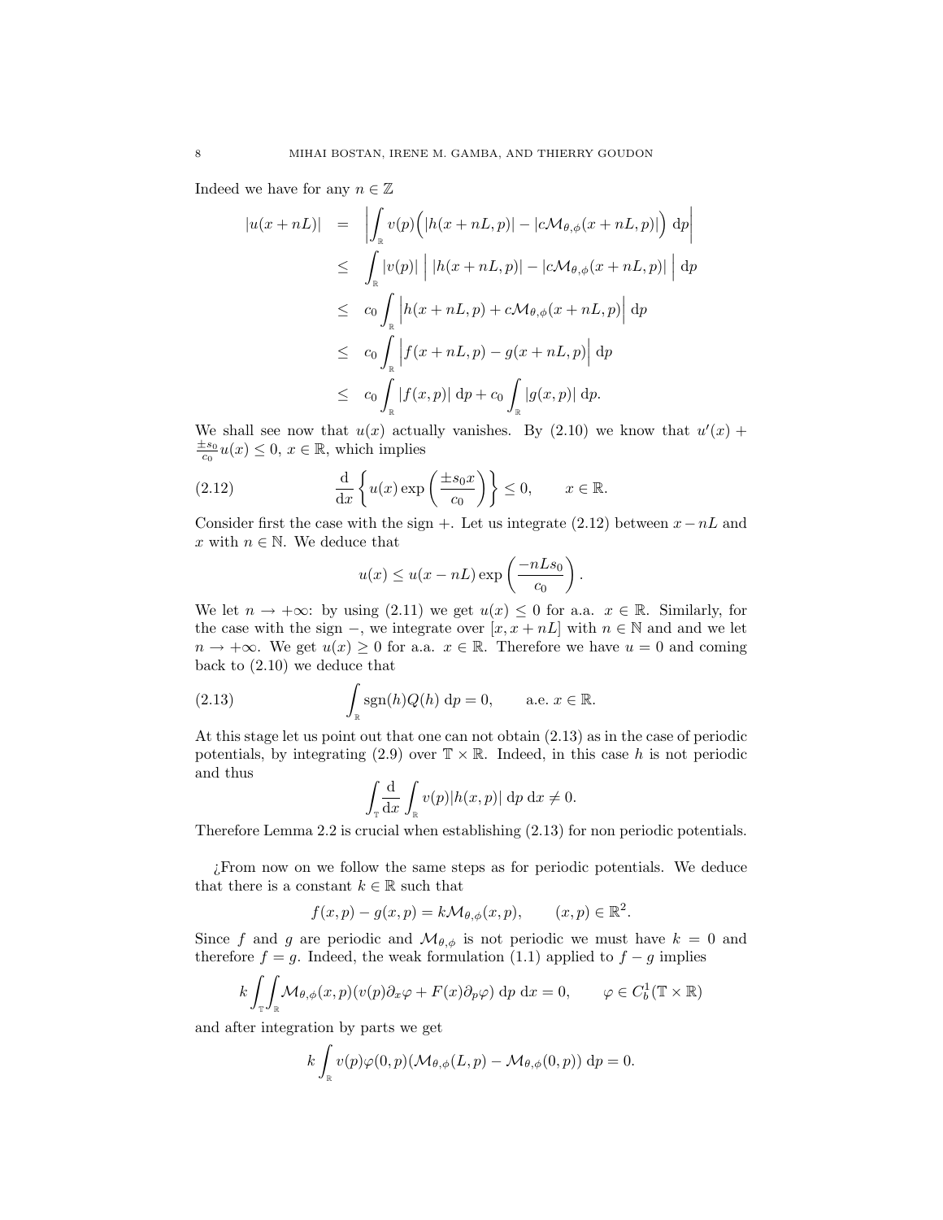Indeed we have for any $n \in \mathbb{Z}$

$$
\begin{aligned}
|u(x+nL)| &= \left| \int_{\mathbb{R}} v(p)\Big(|h(x+nL,p)| - |c\mathcal{M}_{\theta,\phi}(x+nL,p)|\Big) \, \mathrm{d}p \right| \\
&\leq \int_{\mathbb{R}} |v(p)| \, \Big| \, |h(x+nL,p)| - |c\mathcal{M}_{\theta,\phi}(x+nL,p)| \, \Big| \, \mathrm{d}p \\
&\leq c_0 \int_{\mathbb{R}} \Big| h(x+nL,p) + c\mathcal{M}_{\theta,\phi}(x+nL,p) \Big| \, \mathrm{d}p \\
&\leq c_0 \int_{\mathbb{R}} \Big| f(x+nL,p) - g(x+nL,p) \Big| \, \mathrm{d}p \\
&\leq c_0 \int_{\mathbb{R}} |f(x,p)| \, \mathrm{d}p + c_0 \int_{\mathbb{R}} |g(x,p)| \, \mathrm{d}p.
\end{aligned}
$$

We shall see now that $u(x)$ actually vanishes. By (2.10) we know that $u'(x) + \frac{\pm s_0}{c_0} u(x) \leq 0$, $x \in \mathbb{R}$, which implies

$$
\frac{\mathrm{d}}{\mathrm{d}x} \left\{ u(x) \exp\left( \frac{\pm s_0 x}{c_0} \right) \right\} \leq 0, \qquad x \in \mathbb{R}. \tag{2.12}
$$

Consider first the case with the sign $+$. Let us integrate (2.12) between $x - nL$ and $x$ with $n \in \mathbb{N}$. We deduce that

$$
u(x) \leq u(x - nL) \exp\left( \frac{-nLs_0}{c_0} \right).
$$

We let $n \to +\infty$: by using (2.11) we get $u(x) \leq 0$ for a.a. $x \in \mathbb{R}$. Similarly, for the case with the sign $-$, we integrate over $[x, x+nL]$ with $n \in \mathbb{N}$ and and we let $n \to +\infty$. We get $u(x) \geq 0$ for a.a. $x \in \mathbb{R}$. Therefore we have $u = 0$ and coming back to (2.10) we deduce that

$$
\int_{\mathbb{R}} \operatorname{sgn}(h) Q(h) \, \mathrm{d}p = 0, \qquad \text{a.e. } x \in \mathbb{R}. \tag{2.13}
$$

At this stage let us point out that one can not obtain (2.13) as in the case of periodic potentials, by integrating (2.9) over $\mathbb{T} \times \mathbb{R}$. Indeed, in this case $h$ is not periodic and thus

$$
\int_{\mathbb{T}} \frac{\mathrm{d}}{\mathrm{d}x} \int_{\mathbb{R}} v(p) |h(x,p)| \, \mathrm{d}p \, \mathrm{d}x \neq 0.
$$

Therefore Lemma 2.2 is crucial when establishing (2.13) for non periodic potentials.

¿From now on we follow the same steps as for periodic potentials. We deduce that there is a constant $k \in \mathbb{R}$ such that

$$
f(x,p) - g(x,p) = k\mathcal{M}_{\theta,\phi}(x,p), \qquad (x,p) \in \mathbb{R}^2.
$$

Since $f$ and $g$ are periodic and $\mathcal{M}_{\theta,\phi}$ is not periodic we must have $k = 0$ and therefore $f = g$. Indeed, the weak formulation (1.1) applied to $f - g$ implies

$$
k \int_{\mathbb{T}} \int_{\mathbb{R}} \mathcal{M}_{\theta,\phi}(x,p)(v(p)\partial_x \varphi + F(x)\partial_p \varphi) \, \mathrm{d}p \, \mathrm{d}x = 0, \qquad \varphi \in C_b^1(\mathbb{T} \times \mathbb{R})
$$

and after integration by parts we get

$$
k \int_{\mathbb{R}} v(p)\varphi(0,p)(\mathcal{M}_{\theta,\phi}(L,p) - \mathcal{M}_{\theta,\phi}(0,p)) \, \mathrm{d}p = 0.
$$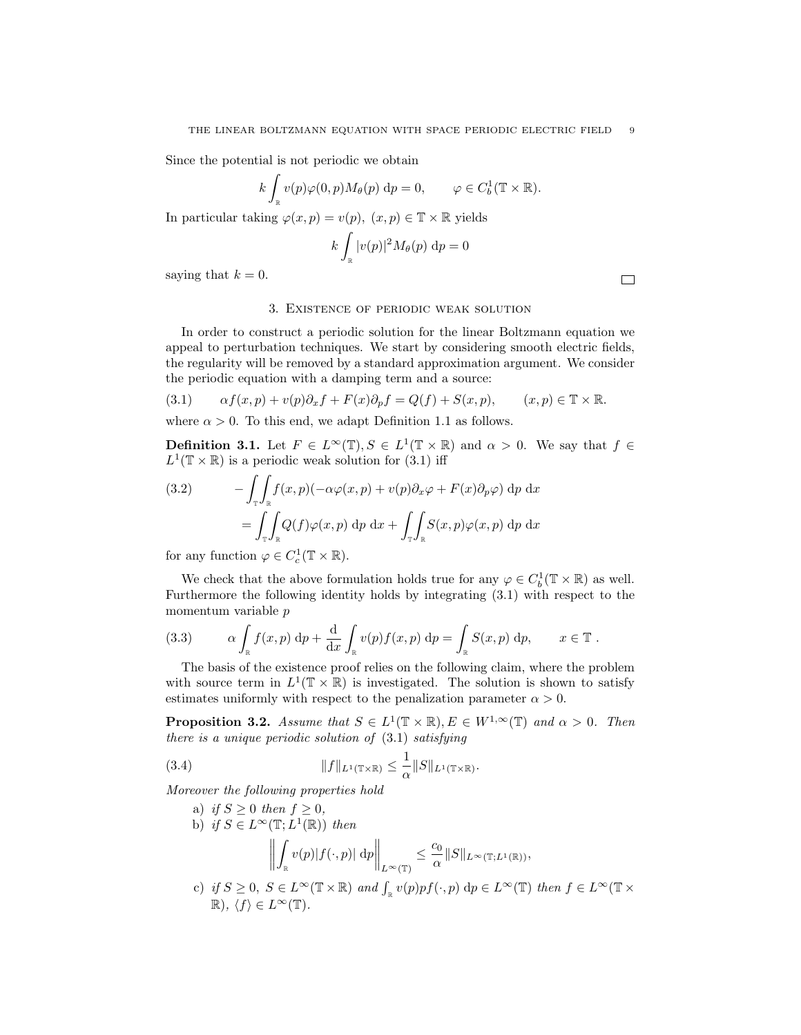Since the potential is not periodic we obtain

$$k \int_{\mathbb{R}} v(p)\varphi(0,p) M_\theta(p) \, \mathrm{d}p = 0, \qquad \varphi \in C_b^1(\mathbb{T} \times \mathbb{R}).$$

In particular taking $\varphi(x,p) = v(p)$, $(x,p) \in \mathbb{T} \times \mathbb{R}$ yields

$$k \int_{\mathbb{R}} |v(p)|^2 M_\theta(p) \, \mathrm{d}p = 0$$

saying that $k = 0$. □

## 3. Existence of periodic weak solution

In order to construct a periodic solution for the linear Boltzmann equation we appeal to perturbation techniques. We start by considering smooth electric fields, the regularity will be removed by a standard approximation argument. We consider the periodic equation with a damping term and a source:

$$\alpha f(x,p) + v(p)\partial_x f + F(x)\partial_p f = Q(f) + S(x,p), \qquad (x,p) \in \mathbb{T} \times \mathbb{R}. \tag{3.1}$$

where $\alpha > 0$. To this end, we adapt Definition 1.1 as follows.

**Definition 3.1.** Let $F \in L^\infty(\mathbb{T}), S \in L^1(\mathbb{T} \times \mathbb{R})$ and $\alpha > 0$. We say that $f \in L^1(\mathbb{T} \times \mathbb{R})$ is a periodic weak solution for (3.1) iff

$$\begin{aligned} -\int_{\mathbb{T}}\int_{\mathbb{R}} f(x,p)(-\alpha\varphi(x,p) + v(p)\partial_x \varphi + F(x)\partial_p \varphi) \, \mathrm{d}p \, \mathrm{d}x \\ = \int_{\mathbb{T}}\int_{\mathbb{R}} Q(f)\varphi(x,p) \, \mathrm{d}p \, \mathrm{d}x + \int_{\mathbb{T}}\int_{\mathbb{R}} S(x,p)\varphi(x,p) \, \mathrm{d}p \, \mathrm{d}x \end{aligned} \tag{3.2}$$

for any function $\varphi \in C_c^1(\mathbb{T} \times \mathbb{R})$.

We check that the above formulation holds true for any $\varphi \in C_b^1(\mathbb{T} \times \mathbb{R})$ as well. Furthermore the following identity holds by integrating (3.1) with respect to the momentum variable $p$

$$\alpha \int_{\mathbb{R}} f(x,p) \, \mathrm{d}p + \frac{\mathrm{d}}{\mathrm{d}x} \int_{\mathbb{R}} v(p) f(x,p) \, \mathrm{d}p = \int_{\mathbb{R}} S(x,p) \, \mathrm{d}p, \qquad x \in \mathbb{T} \, . \tag{3.3}$$

The basis of the existence proof relies on the following claim, where the problem with source term in $L^1(\mathbb{T} \times \mathbb{R})$ is investigated. The solution is shown to satisfy estimates uniformly with respect to the penalization parameter $\alpha > 0$.

**Proposition 3.2.** *Assume that $S \in L^1(\mathbb{T} \times \mathbb{R}), E \in W^{1,\infty}(\mathbb{T})$ and $\alpha > 0$. Then there is a unique periodic solution of* (3.1) *satisfying*

$$\|f\|_{L^1(\mathbb{T} \times \mathbb{R})} \le \frac{1}{\alpha} \|S\|_{L^1(\mathbb{T} \times \mathbb{R})}. \tag{3.4}$$

*Moreover the following properties hold*

a) *if $S \ge 0$ then $f \ge 0$,*

b) *if $S \in L^\infty(\mathbb{T}; L^1(\mathbb{R}))$ then*

$$\left\| \int_{\mathbb{R}} v(p)|f(\cdot,p)| \, \mathrm{d}p \right\|_{L^\infty(\mathbb{T})} \le \frac{c_0}{\alpha} \|S\|_{L^\infty(\mathbb{T}; L^1(\mathbb{R}))},$$

c) *if $S \ge 0$, $S \in L^\infty(\mathbb{T} \times \mathbb{R})$ and $\int_{\mathbb{R}} v(p) p f(\cdot,p) \, \mathrm{d}p \in L^\infty(\mathbb{T})$ then $f \in L^\infty(\mathbb{T} \times \mathbb{R})$, $\langle f \rangle \in L^\infty(\mathbb{T})$.*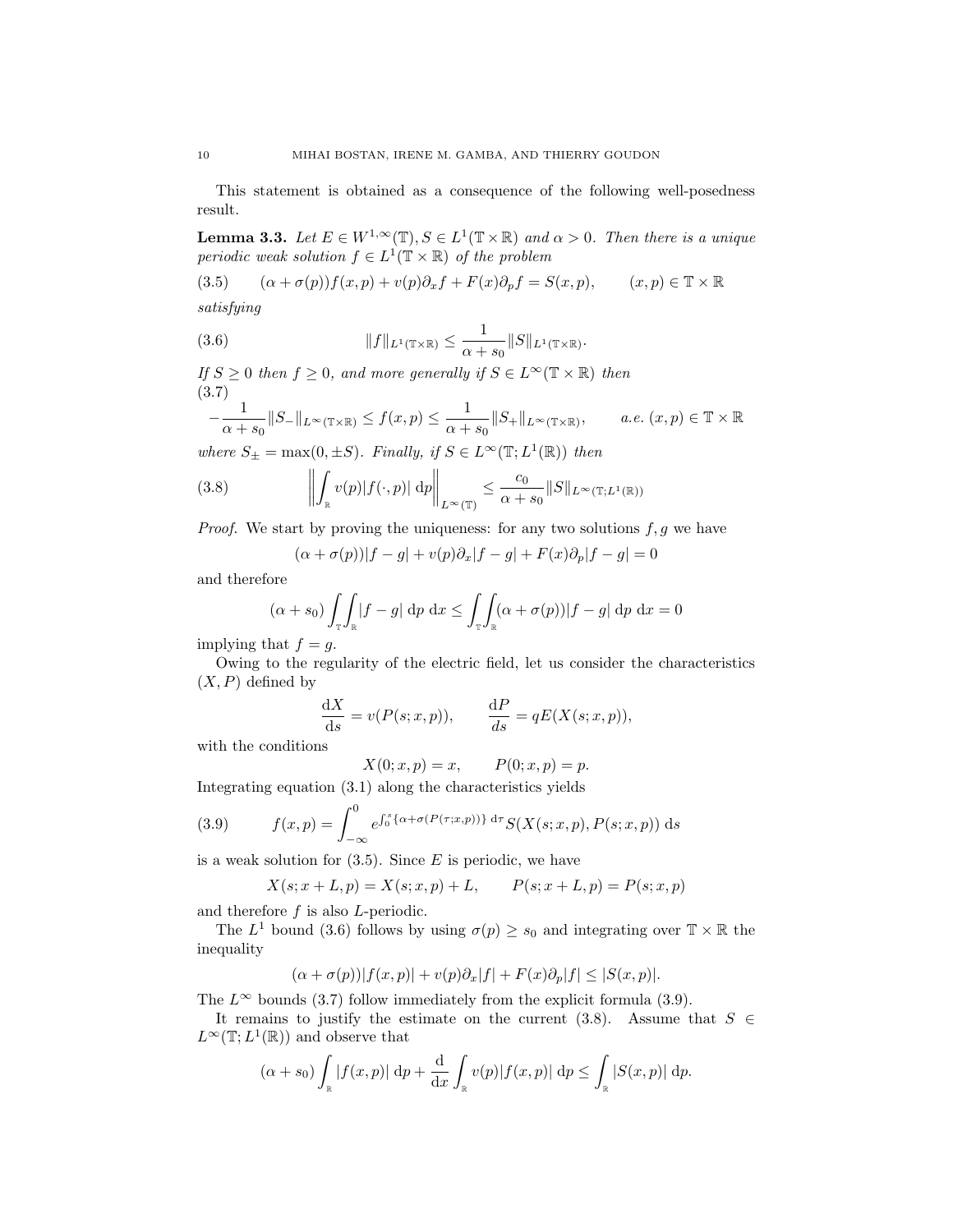This statement is obtained as a consequence of the following well-posedness result.

**Lemma 3.3.** *Let $E \in W^{1,\infty}(\mathbb{T}), S \in L^1(\mathbb{T}\times\mathbb{R})$ and $\alpha > 0$. Then there is a unique periodic weak solution $f \in L^1(\mathbb{T}\times\mathbb{R})$ of the problem*

$$(\alpha + \sigma(p))f(x,p) + v(p)\partial_x f + F(x)\partial_p f = S(x,p), \qquad (x,p) \in \mathbb{T}\times\mathbb{R} \tag{3.5}$$

*satisfying*

$$\|f\|_{L^1(\mathbb{T}\times\mathbb{R})} \leq \frac{1}{\alpha + s_0}\|S\|_{L^1(\mathbb{T}\times\mathbb{R})}. \tag{3.6}$$

*If $S \geq 0$ then $f \geq 0$, and more generally if $S \in L^\infty(\mathbb{T}\times\mathbb{R})$ then*

$$-\frac{1}{\alpha+s_0}\|S_-\|_{L^\infty(\mathbb{T}\times\mathbb{R})} \leq f(x,p) \leq \frac{1}{\alpha+s_0}\|S_+\|_{L^\infty(\mathbb{T}\times\mathbb{R})}, \qquad a.e.\ (x,p) \in \mathbb{T}\times\mathbb{R} \tag{3.7}$$

*where $S_\pm = \max(0, \pm S)$. Finally, if $S \in L^\infty(\mathbb{T}; L^1(\mathbb{R}))$ then*

$$\left\| \int_{\mathbb{R}} v(p)|f(\cdot,p)|\,\mathrm{d}p \right\|_{L^\infty(\mathbb{T})} \leq \frac{c_0}{\alpha+s_0}\|S\|_{L^\infty(\mathbb{T};L^1(\mathbb{R}))} \tag{3.8}$$

*Proof.* We start by proving the uniqueness: for any two solutions $f, g$ we have

$$(\alpha + \sigma(p))|f-g| + v(p)\partial_x|f-g| + F(x)\partial_p|f-g| = 0$$

and therefore

$$(\alpha+s_0)\int_{\mathbb{T}}\int_{\mathbb{R}}|f-g|\,\mathrm{d}p\,\mathrm{d}x \leq \int_{\mathbb{T}}\int_{\mathbb{R}}(\alpha+\sigma(p))|f-g|\,\mathrm{d}p\,\mathrm{d}x = 0$$

implying that $f = g$.

Owing to the regularity of the electric field, let us consider the characteristics $(X, P)$ defined by

$$\frac{\mathrm{d}X}{\mathrm{d}s} = v(P(s;x,p)), \qquad \frac{dP}{ds} = qE(X(s;x,p)),$$

with the conditions

$$X(0;x,p) = x, \qquad P(0;x,p) = p.$$

Integrating equation (3.1) along the characteristics yields

$$f(x,p) = \int_{-\infty}^0 e^{\int_0^s\{\alpha+\sigma(P(\tau;x,p))\}\,\mathrm{d}\tau} S(X(s;x,p),P(s;x,p))\,\mathrm{d}s \tag{3.9}$$

is a weak solution for (3.5). Since $E$ is periodic, we have

$$X(s;x+L,p) = X(s;x,p) + L, \qquad P(s;x+L,p) = P(s;x,p)$$

and therefore $f$ is also $L$-periodic.

The $L^1$ bound (3.6) follows by using $\sigma(p) \geq s_0$ and integrating over $\mathbb{T}\times\mathbb{R}$ the inequality

$$(\alpha+\sigma(p))|f(x,p)| + v(p)\partial_x|f| + F(x)\partial_p|f| \leq |S(x,p)|.$$

The $L^\infty$ bounds (3.7) follow immediately from the explicit formula (3.9).

It remains to justify the estimate on the current (3.8). Assume that $S \in L^\infty(\mathbb{T}; L^1(\mathbb{R}))$ and observe that

$$(\alpha+s_0)\int_{\mathbb{R}}|f(x,p)|\,\mathrm{d}p + \frac{\mathrm{d}}{\mathrm{d}x}\int_{\mathbb{R}}v(p)|f(x,p)|\,\mathrm{d}p \leq \int_{\mathbb{R}}|S(x,p)|\,\mathrm{d}p.$$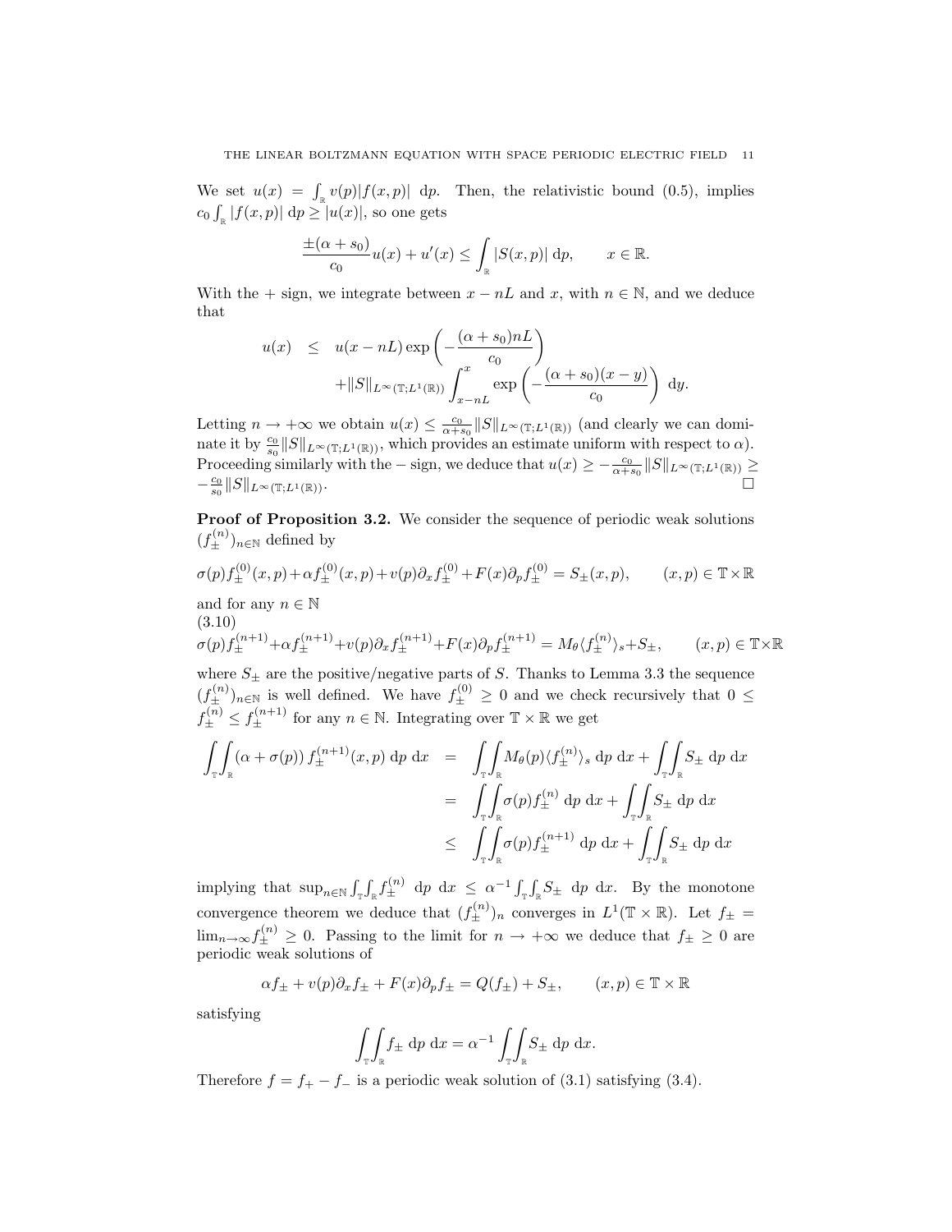We set $u(x) = \int_{\mathbb{R}} v(p)|f(x,p)|\ \mathrm{d}p$. Then, the relativistic bound (0.5), implies $c_0 \int_{\mathbb{R}} |f(x,p)|\ \mathrm{d}p \geq |u(x)|$, so one gets

$$\frac{\pm(\alpha + s_0)}{c_0} u(x) + u'(x) \leq \int_{\mathbb{R}} |S(x,p)|\ \mathrm{d}p, \qquad x \in \mathbb{R}.$$

With the $+$ sign, we integrate between $x - nL$ and $x$, with $n \in \mathbb{N}$, and we deduce that

$$\begin{aligned} u(x) \quad &\leq \quad u(x - nL) \exp\left(-\frac{(\alpha + s_0)nL}{c_0}\right) \\ &\qquad + \|S\|_{L^\infty(\mathbb{T};L^1(\mathbb{R}))} \int_{x-nL}^{x} \exp\left(-\frac{(\alpha + s_0)(x-y)}{c_0}\right)\ \mathrm{d}y. \end{aligned}$$

Letting $n \to +\infty$ we obtain $u(x) \leq \frac{c_0}{\alpha + s_0} \|S\|_{L^\infty(\mathbb{T};L^1(\mathbb{R}))}$ (and clearly we can dominate it by $\frac{c_0}{s_0}\|S\|_{L^\infty(\mathbb{T};L^1(\mathbb{R}))}$, which provides an estimate uniform with respect to $\alpha$). Proceeding similarly with the $-$ sign, we deduce that $u(x) \geq -\frac{c_0}{\alpha+s_0}\|S\|_{L^\infty(\mathbb{T};L^1(\mathbb{R}))} \geq -\frac{c_0}{s_0}\|S\|_{L^\infty(\mathbb{T};L^1(\mathbb{R}))}$. $\square$

**Proof of Proposition 3.2.** We consider the sequence of periodic weak solutions $(f_\pm^{(n)})_{n\in\mathbb{N}}$ defined by

$$\sigma(p) f_\pm^{(0)}(x,p) + \alpha f_\pm^{(0)}(x,p) + v(p)\partial_x f_\pm^{(0)} + F(x)\partial_p f_\pm^{(0)} = S_\pm(x,p), \qquad (x,p) \in \mathbb{T}\times\mathbb{R}$$

and for any $n \in \mathbb{N}$

$$\sigma(p) f_\pm^{(n+1)} + \alpha f_\pm^{(n+1)} + v(p)\partial_x f_\pm^{(n+1)} + F(x)\partial_p f_\pm^{(n+1)} = M_\theta \langle f_\pm^{(n)}\rangle_s + S_\pm, \qquad (x,p) \in \mathbb{T}\times\mathbb{R} \tag{3.10}$$

where $S_\pm$ are the positive/negative parts of $S$. Thanks to Lemma 3.3 the sequence $(f_\pm^{(n)})_{n\in\mathbb{N}}$ is well defined. We have $f_\pm^{(0)} \geq 0$ and we check recursively that $0 \leq f_\pm^{(n)} \leq f_\pm^{(n+1)}$ for any $n \in \mathbb{N}$. Integrating over $\mathbb{T}\times\mathbb{R}$ we get

$$\begin{aligned} \int_{\mathbb{T}}\int_{\mathbb{R}} (\alpha + \sigma(p))\, f_\pm^{(n+1)}(x,p)\ \mathrm{d}p\ \mathrm{d}x \quad &= \quad \int_{\mathbb{T}}\int_{\mathbb{R}} M_\theta(p)\langle f_\pm^{(n)}\rangle_s\ \mathrm{d}p\ \mathrm{d}x + \int_{\mathbb{T}}\int_{\mathbb{R}} S_\pm\ \mathrm{d}p\ \mathrm{d}x \\ &= \quad \int_{\mathbb{T}}\int_{\mathbb{R}} \sigma(p) f_\pm^{(n)}\ \mathrm{d}p\ \mathrm{d}x + \int_{\mathbb{T}}\int_{\mathbb{R}} S_\pm\ \mathrm{d}p\ \mathrm{d}x \\ &\leq \quad \int_{\mathbb{T}}\int_{\mathbb{R}} \sigma(p) f_\pm^{(n+1)}\ \mathrm{d}p\ \mathrm{d}x + \int_{\mathbb{T}}\int_{\mathbb{R}} S_\pm\ \mathrm{d}p\ \mathrm{d}x \end{aligned}$$

implying that $\sup_{n\in\mathbb{N}} \int_{\mathbb{T}}\int_{\mathbb{R}} f_\pm^{(n)}\ \mathrm{d}p\ \mathrm{d}x \leq \alpha^{-1}\int_{\mathbb{T}}\int_{\mathbb{R}} S_\pm\ \mathrm{d}p\ \mathrm{d}x$. By the monotone convergence theorem we deduce that $(f_\pm^{(n)})_n$ converges in $L^1(\mathbb{T}\times\mathbb{R})$. Let $f_\pm = \lim_{n\to\infty} f_\pm^{(n)} \geq 0$. Passing to the limit for $n \to +\infty$ we deduce that $f_\pm \geq 0$ are periodic weak solutions of

$$\alpha f_\pm + v(p)\partial_x f_\pm + F(x)\partial_p f_\pm = Q(f_\pm) + S_\pm, \qquad (x,p) \in \mathbb{T}\times\mathbb{R}$$

satisfying

$$\int_{\mathbb{T}}\int_{\mathbb{R}} f_\pm\ \mathrm{d}p\ \mathrm{d}x = \alpha^{-1}\int_{\mathbb{T}}\int_{\mathbb{R}} S_\pm\ \mathrm{d}p\ \mathrm{d}x.$$

Therefore $f = f_+ - f_-$ is a periodic weak solution of (3.1) satisfying (3.4).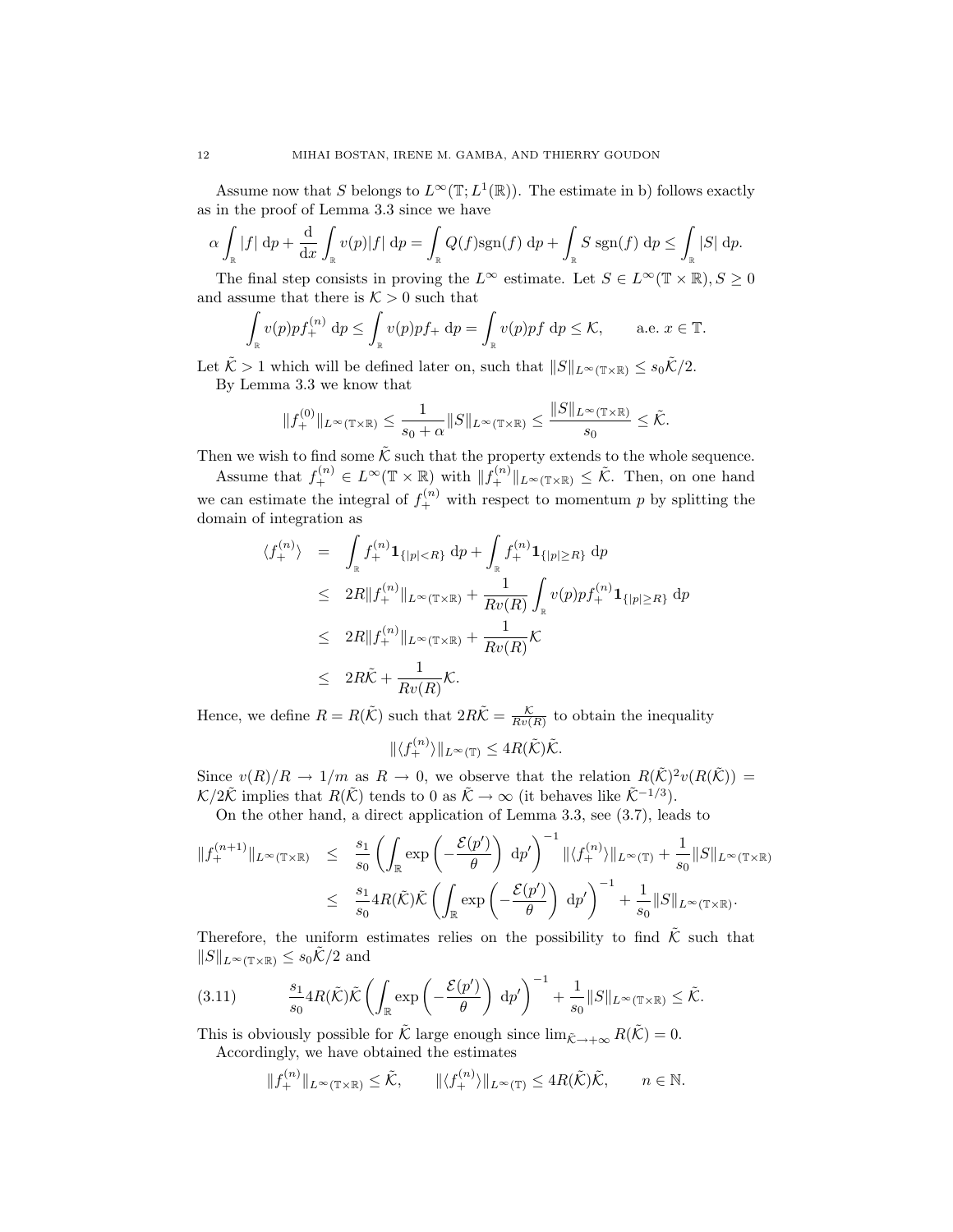Assume now that $S$ belongs to $L^\infty(\mathbb{T}; L^1(\mathbb{R}))$. The estimate in b) follows exactly as in the proof of Lemma 3.3 since we have

$$\alpha \int_{\mathbb{R}} |f| \, \mathrm{d}p + \frac{\mathrm{d}}{\mathrm{d}x} \int_{\mathbb{R}} v(p)|f| \, \mathrm{d}p = \int_{\mathbb{R}} Q(f)\mathrm{sgn}(f) \, \mathrm{d}p + \int_{\mathbb{R}} S \, \mathrm{sgn}(f) \, \mathrm{d}p \leq \int_{\mathbb{R}} |S| \, \mathrm{d}p.$$

The final step consists in proving the $L^\infty$ estimate. Let $S \in L^\infty(\mathbb{T} \times \mathbb{R}), S \geq 0$ and assume that there is $\mathcal{K} > 0$ such that

$$\int_{\mathbb{R}} v(p) p f_+^{(n)} \, \mathrm{d}p \leq \int_{\mathbb{R}} v(p) p f_+ \, \mathrm{d}p = \int_{\mathbb{R}} v(p) p f \, \mathrm{d}p \leq \mathcal{K}, \qquad \text{a.e. } x \in \mathbb{T}.$$

Let $\tilde{\mathcal{K}} > 1$ which will be defined later on, such that $\|S\|_{L^\infty(\mathbb{T}\times\mathbb{R})} \leq s_0 \tilde{\mathcal{K}}/2$.

By Lemma 3.3 we know that

$$\|f_+^{(0)}\|_{L^\infty(\mathbb{T}\times\mathbb{R})} \leq \frac{1}{s_0 + \alpha} \|S\|_{L^\infty(\mathbb{T}\times\mathbb{R})} \leq \frac{\|S\|_{L^\infty(\mathbb{T}\times\mathbb{R})}}{s_0} \leq \tilde{\mathcal{K}}.$$

Then we wish to find some $\tilde{\mathcal{K}}$ such that the property extends to the whole sequence.

Assume that $f_+^{(n)} \in L^\infty(\mathbb{T} \times \mathbb{R})$ with $\|f_+^{(n)}\|_{L^\infty(\mathbb{T}\times\mathbb{R})} \leq \tilde{\mathcal{K}}$. Then, on one hand we can estimate the integral of $f_+^{(n)}$ with respect to momentum $p$ by splitting the domain of integration as

$$\begin{aligned}
\langle f_+^{(n)} \rangle &= \int_{\mathbb{R}} f_+^{(n)} \mathbf{1}_{\{|p|<R\}} \, \mathrm{d}p + \int_{\mathbb{R}} f_+^{(n)} \mathbf{1}_{\{|p|\geq R\}} \, \mathrm{d}p \\
&\leq 2R \|f_+^{(n)}\|_{L^\infty(\mathbb{T}\times\mathbb{R})} + \frac{1}{Rv(R)} \int_{\mathbb{R}} v(p) p f_+^{(n)} \mathbf{1}_{\{|p|\geq R\}} \, \mathrm{d}p \\
&\leq 2R \|f_+^{(n)}\|_{L^\infty(\mathbb{T}\times\mathbb{R})} + \frac{1}{Rv(R)} \mathcal{K} \\
&\leq 2R\tilde{\mathcal{K}} + \frac{1}{Rv(R)} \mathcal{K}.
\end{aligned}$$

Hence, we define $R = R(\tilde{\mathcal{K}})$ such that $2R\tilde{\mathcal{K}} = \frac{\mathcal{K}}{Rv(R)}$ to obtain the inequality

$$\|\langle f_+^{(n)} \rangle\|_{L^\infty(\mathbb{T})} \leq 4R(\tilde{\mathcal{K}})\tilde{\mathcal{K}}.$$

Since $v(R)/R \to 1/m$ as $R \to 0$, we observe that the relation $R(\tilde{\mathcal{K}})^2 v(R(\tilde{\mathcal{K}})) = \mathcal{K}/2\tilde{\mathcal{K}}$ implies that $R(\tilde{\mathcal{K}})$ tends to 0 as $\tilde{\mathcal{K}} \to \infty$ (it behaves like $\tilde{\mathcal{K}}^{-1/3}$).

On the other hand, a direct application of Lemma 3.3, see (3.7), leads to

$$\begin{aligned}
\|f_+^{(n+1)}\|_{L^\infty(\mathbb{T}\times\mathbb{R})} &\leq \frac{s_1}{s_0} \left( \int_{\mathbb{R}} \exp\left( -\frac{\mathcal{E}(p')}{\theta} \right) \, \mathrm{d}p' \right)^{-1} \|\langle f_+^{(n)} \rangle\|_{L^\infty(\mathbb{T})} + \frac{1}{s_0} \|S\|_{L^\infty(\mathbb{T}\times\mathbb{R})} \\
&\leq \frac{s_1}{s_0} 4R(\tilde{\mathcal{K}})\tilde{\mathcal{K}} \left( \int_{\mathbb{R}} \exp\left( -\frac{\mathcal{E}(p')}{\theta} \right) \, \mathrm{d}p' \right)^{-1} + \frac{1}{s_0} \|S\|_{L^\infty(\mathbb{T}\times\mathbb{R})}.
\end{aligned}$$

Therefore, the uniform estimates relies on the possibility to find $\tilde{\mathcal{K}}$ such that $\|S\|_{L^\infty(\mathbb{T}\times\mathbb{R})} \leq s_0 \tilde{\mathcal{K}}/2$ and

$$\frac{s_1}{s_0} 4R(\tilde{\mathcal{K}})\tilde{\mathcal{K}} \left( \int_{\mathbb{R}} \exp\left( -\frac{\mathcal{E}(p')}{\theta} \right) \, \mathrm{d}p' \right)^{-1} + \frac{1}{s_0} \|S\|_{L^\infty(\mathbb{T}\times\mathbb{R})} \leq \tilde{\mathcal{K}}. \tag{3.11}$$

This is obviously possible for $\tilde{\mathcal{K}}$ large enough since $\lim_{\tilde{\mathcal{K}}\to+\infty} R(\tilde{\mathcal{K}}) = 0$.

Accordingly, we have obtained the estimates

$$\|f_+^{(n)}\|_{L^\infty(\mathbb{T}\times\mathbb{R})} \leq \tilde{\mathcal{K}}, \qquad \|\langle f_+^{(n)} \rangle\|_{L^\infty(\mathbb{T})} \leq 4R(\tilde{\mathcal{K}})\tilde{\mathcal{K}}, \qquad n \in \mathbb{N}.$$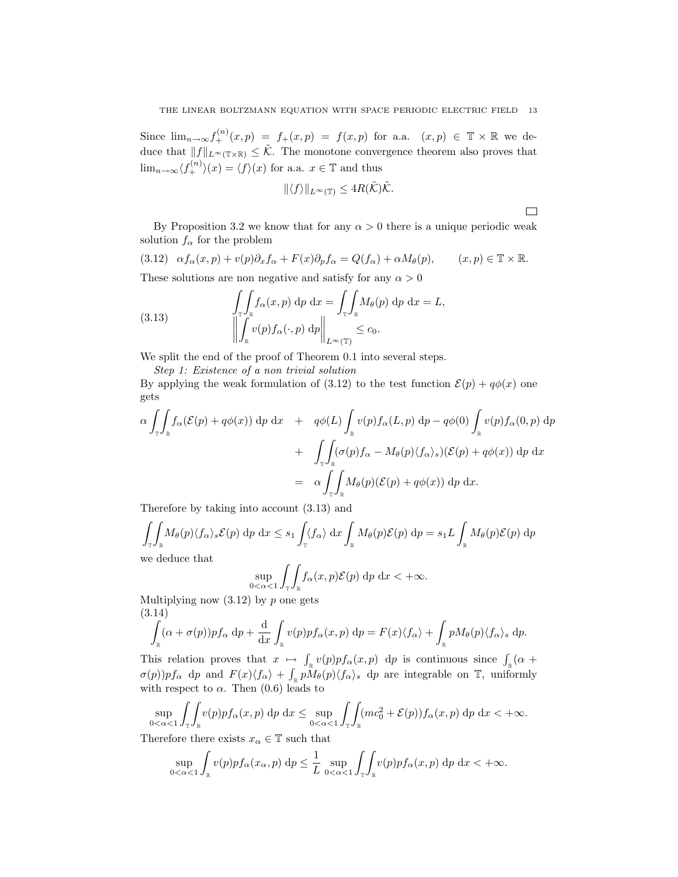Since $\lim_{n\to\infty} f_+^{(n)}(x,p) = f_+(x,p) = f(x,p)$ for a.a. $(x,p) \in \mathbb{T}\times\mathbb{R}$ we deduce that $\|f\|_{L^\infty(\mathbb{T}\times\mathbb{R})} \le \tilde{\mathcal{K}}$. The monotone convergence theorem also proves that $\lim_{n\to\infty}\langle f_+^{(n)}\rangle(x) = \langle f\rangle(x)$ for a.a. $x\in\mathbb{T}$ and thus

$$\|\langle f\rangle\|_{L^\infty(\mathbb{T})} \le 4R(\tilde{\mathcal{K}})\tilde{\mathcal{K}}.$$

□

By Proposition 3.2 we know that for any $\alpha > 0$ there is a unique periodic weak solution $f_\alpha$ for the problem

$$\alpha f_\alpha(x,p) + v(p)\partial_x f_\alpha + F(x)\partial_p f_\alpha = Q(f_\alpha) + \alpha M_\theta(p), \qquad (x,p)\in\mathbb{T}\times\mathbb{R}. \tag{3.12}$$

These solutions are non negative and satisfy for any $\alpha > 0$

$$\int_{\mathbb{T}}\int_{\mathbb{R}} f_\alpha(x,p)\ \mathrm{d}p\ \mathrm{d}x = \int_{\mathbb{T}}\int_{\mathbb{R}} M_\theta(p)\ \mathrm{d}p\ \mathrm{d}x = L, \qquad \left\|\int_{\mathbb{R}} v(p) f_\alpha(\cdot,p)\ \mathrm{d}p\right\|_{L^\infty(\mathbb{T})} \le c_0. \tag{3.13}$$

We split the end of the proof of Theorem 0.1 into several steps.

*Step 1: Existence of a non trivial solution*

By applying the weak formulation of (3.12) to the test function $\mathcal{E}(p) + q\phi(x)$ one gets

$$\begin{aligned}
\alpha \int_{\mathbb{T}}\int_{\mathbb{R}} f_\alpha(\mathcal{E}(p)+q\phi(x))\ \mathrm{d}p\ \mathrm{d}x \quad &+ \quad q\phi(L)\int_{\mathbb{R}} v(p) f_\alpha(L,p)\ \mathrm{d}p - q\phi(0)\int_{\mathbb{R}} v(p)f_\alpha(0,p)\ \mathrm{d}p \\
&+ \quad \int_{\mathbb{T}}\int_{\mathbb{R}}(\sigma(p)f_\alpha - M_\theta(p)\langle f_\alpha\rangle_s)(\mathcal{E}(p)+q\phi(x))\ \mathrm{d}p\ \mathrm{d}x \\
&= \quad \alpha\int_{\mathbb{T}}\int_{\mathbb{R}} M_\theta(p)(\mathcal{E}(p)+q\phi(x))\ \mathrm{d}p\ \mathrm{d}x.
\end{aligned}$$

Therefore by taking into account (3.13) and

$$\int_{\mathbb{T}}\int_{\mathbb{R}} M_\theta(p)\langle f_\alpha\rangle_s \mathcal{E}(p)\ \mathrm{d}p\ \mathrm{d}x \le s_1\int_{\mathbb{T}}\langle f_\alpha\rangle\ \mathrm{d}x\int_{\mathbb{R}} M_\theta(p)\mathcal{E}(p)\ \mathrm{d}p = s_1 L\int_{\mathbb{R}} M_\theta(p)\mathcal{E}(p)\ \mathrm{d}p$$

we deduce that

$$\sup_{0<\alpha<1}\int_{\mathbb{T}}\int_{\mathbb{R}} f_\alpha(x,p)\mathcal{E}(p)\ \mathrm{d}p\ \mathrm{d}x < +\infty.$$

Multiplying now (3.12) by $p$ one gets

$$\int_{\mathbb{R}}(\alpha+\sigma(p))pf_\alpha\ \mathrm{d}p + \frac{\mathrm{d}}{\mathrm{d}x}\int_{\mathbb{R}} v(p)pf_\alpha(x,p)\ \mathrm{d}p = F(x)\langle f_\alpha\rangle + \int_{\mathbb{R}} pM_\theta(p)\langle f_\alpha\rangle_s\ \mathrm{d}p. \tag{3.14}$$

This relation proves that $x \mapsto \int_{\mathbb{R}} v(p)pf_\alpha(x,p)\ \mathrm{d}p$ is continuous since $\int_{\mathbb{R}}(\alpha+\sigma(p))pf_\alpha\ \mathrm{d}p$ and $F(x)\langle f_\alpha\rangle + \int_{\mathbb{R}} pM_\theta(p)\langle f_\alpha\rangle_s\ \mathrm{d}p$ are integrable on $\mathbb{T}$, uniformly with respect to $\alpha$. Then (0.6) leads to

$$\sup_{0<\alpha<1}\int_{\mathbb{T}}\int_{\mathbb{R}} v(p)pf_\alpha(x,p)\ \mathrm{d}p\ \mathrm{d}x \le \sup_{0<\alpha<1}\int_{\mathbb{T}}\int_{\mathbb{R}}(mc_0^2+\mathcal{E}(p))f_\alpha(x,p)\ \mathrm{d}p\ \mathrm{d}x < +\infty.$$

Therefore there exists $x_\alpha\in\mathbb{T}$ such that

$$\sup_{0<\alpha<1}\int_{\mathbb{R}} v(p)pf_\alpha(x_\alpha,p)\ \mathrm{d}p \le \frac{1}{L}\sup_{0<\alpha<1}\int_{\mathbb{T}}\int_{\mathbb{R}} v(p)pf_\alpha(x,p)\ \mathrm{d}p\ \mathrm{d}x < +\infty.$$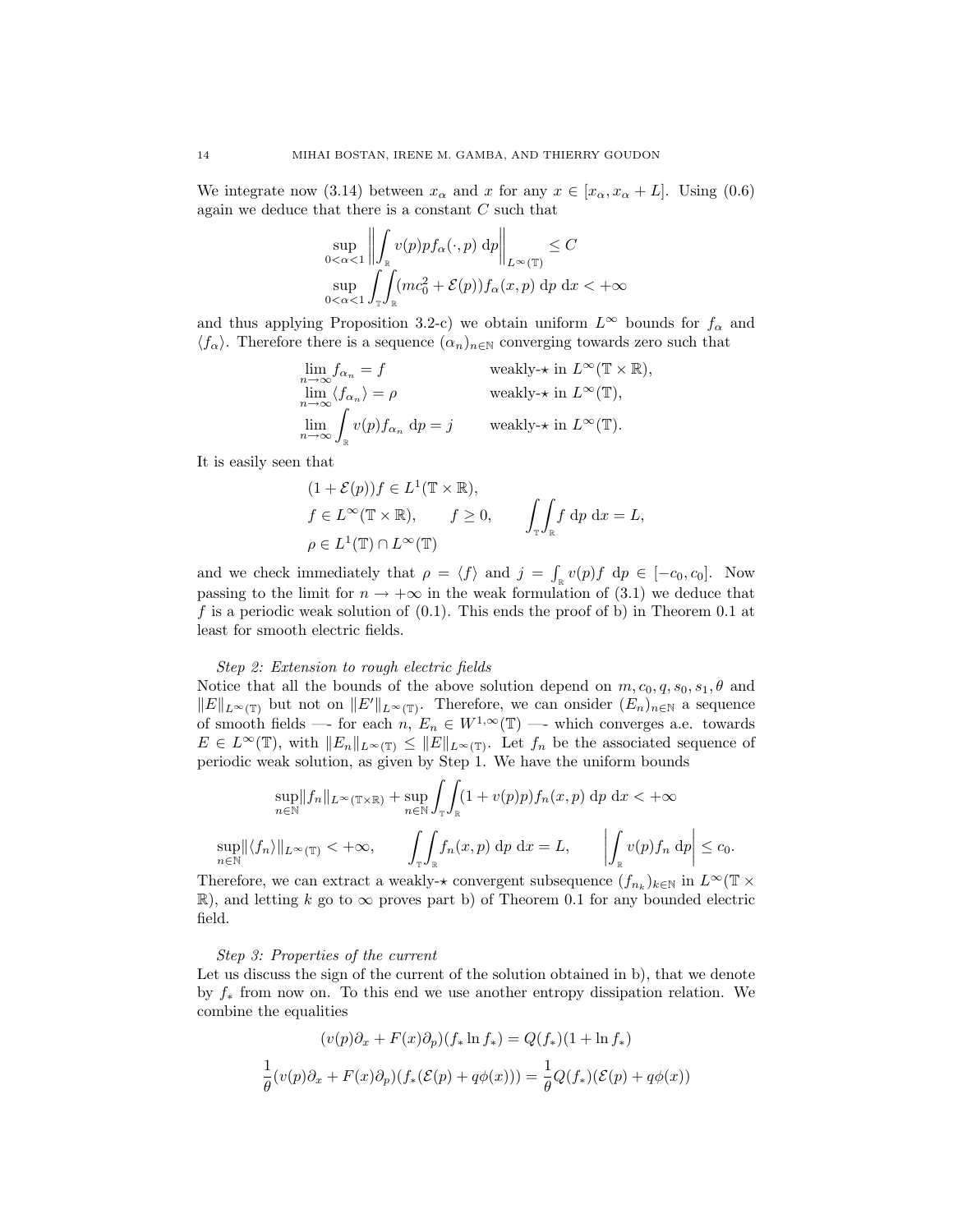We integrate now (3.14) between $x_\alpha$ and $x$ for any $x \in [x_\alpha, x_\alpha + L]$. Using (0.6) again we deduce that there is a constant $C$ such that

$$\sup_{0<\alpha<1} \left\| \int_{\mathbb{R}} v(p) p f_\alpha(\cdot, p) \, \mathrm{d}p \right\|_{L^\infty(\mathbb{T})} \leq C$$

$$\sup_{0<\alpha<1} \int_{\mathbb{T}} \int_{\mathbb{R}} (mc_0^2 + \mathcal{E}(p)) f_\alpha(x,p) \, \mathrm{d}p \, \mathrm{d}x < +\infty$$

and thus applying Proposition 3.2-c) we obtain uniform $L^\infty$ bounds for $f_\alpha$ and $\langle f_\alpha \rangle$. Therefore there is a sequence $(\alpha_n)_{n\in\mathbb{N}}$ converging towards zero such that

$$\lim_{n\to\infty} f_{\alpha_n} = f \qquad \text{weakly-}\star \text{ in } L^\infty(\mathbb{T}\times\mathbb{R}),$$

$$\lim_{n\to\infty} \langle f_{\alpha_n} \rangle = \rho \qquad \text{weakly-}\star \text{ in } L^\infty(\mathbb{T}),$$

$$\lim_{n\to\infty} \int_{\mathbb{R}} v(p) f_{\alpha_n} \, \mathrm{d}p = j \qquad \text{weakly-}\star \text{ in } L^\infty(\mathbb{T}).$$

It is easily seen that

$$(1 + \mathcal{E}(p)) f \in L^1(\mathbb{T}\times\mathbb{R}),$$

$$f \in L^\infty(\mathbb{T}\times\mathbb{R}), \qquad f \geq 0, \qquad \int_{\mathbb{T}}\int_{\mathbb{R}} f \, \mathrm{d}p \, \mathrm{d}x = L,$$

$$\rho \in L^1(\mathbb{T}) \cap L^\infty(\mathbb{T})$$

and we check immediately that $\rho = \langle f \rangle$ and $j = \int_{\mathbb{R}} v(p) f \, \mathrm{d}p \in [-c_0, c_0]$. Now passing to the limit for $n \to +\infty$ in the weak formulation of (3.1) we deduce that $f$ is a periodic weak solution of (0.1). This ends the proof of b) in Theorem 0.1 at least for smooth electric fields.

*Step 2: Extension to rough electric fields*

Notice that all the bounds of the above solution depend on $m, c_0, q, s_0, s_1, \theta$ and $\|E\|_{L^\infty(\mathbb{T})}$ but not on $\|E'\|_{L^\infty(\mathbb{T})}$. Therefore, we can onsider $(E_n)_{n\in\mathbb{N}}$ a sequence of smooth fields —- for each $n$, $E_n \in W^{1,\infty}(\mathbb{T})$ —- which converges a.e. towards $E \in L^\infty(\mathbb{T})$, with $\|E_n\|_{L^\infty(\mathbb{T})} \leq \|E\|_{L^\infty(\mathbb{T})}$. Let $f_n$ be the associated sequence of periodic weak solution, as given by Step 1. We have the uniform bounds

$$\sup_{n\in\mathbb{N}} \|f_n\|_{L^\infty(\mathbb{T}\times\mathbb{R})} + \sup_{n\in\mathbb{N}} \int_{\mathbb{T}}\int_{\mathbb{R}} (1 + v(p)p) f_n(x,p) \, \mathrm{d}p \, \mathrm{d}x < +\infty$$

$$\sup_{n\in\mathbb{N}} \|\langle f_n \rangle\|_{L^\infty(\mathbb{T})} < +\infty, \qquad \int_{\mathbb{T}}\int_{\mathbb{R}} f_n(x,p) \, \mathrm{d}p \, \mathrm{d}x = L, \qquad \left| \int_{\mathbb{R}} v(p) f_n \, \mathrm{d}p \right| \leq c_0.$$

Therefore, we can extract a weakly-$\star$ convergent subsequence $(f_{n_k})_{k\in\mathbb{N}}$ in $L^\infty(\mathbb{T}\times\mathbb{R})$, and letting $k$ go to $\infty$ proves part b) of Theorem 0.1 for any bounded electric field.

*Step 3: Properties of the current*

Let us discuss the sign of the current of the solution obtained in b), that we denote by $f_*$ from now on. To this end we use another entropy dissipation relation. We combine the equalities

$$(v(p)\partial_x + F(x)\partial_p)(f_* \ln f_*) = Q(f_*)(1 + \ln f_*)$$

$$\frac{1}{\theta}(v(p)\partial_x + F(x)\partial_p)(f_*(\mathcal{E}(p) + q\phi(x))) = \frac{1}{\theta} Q(f_*)(\mathcal{E}(p) + q\phi(x))$$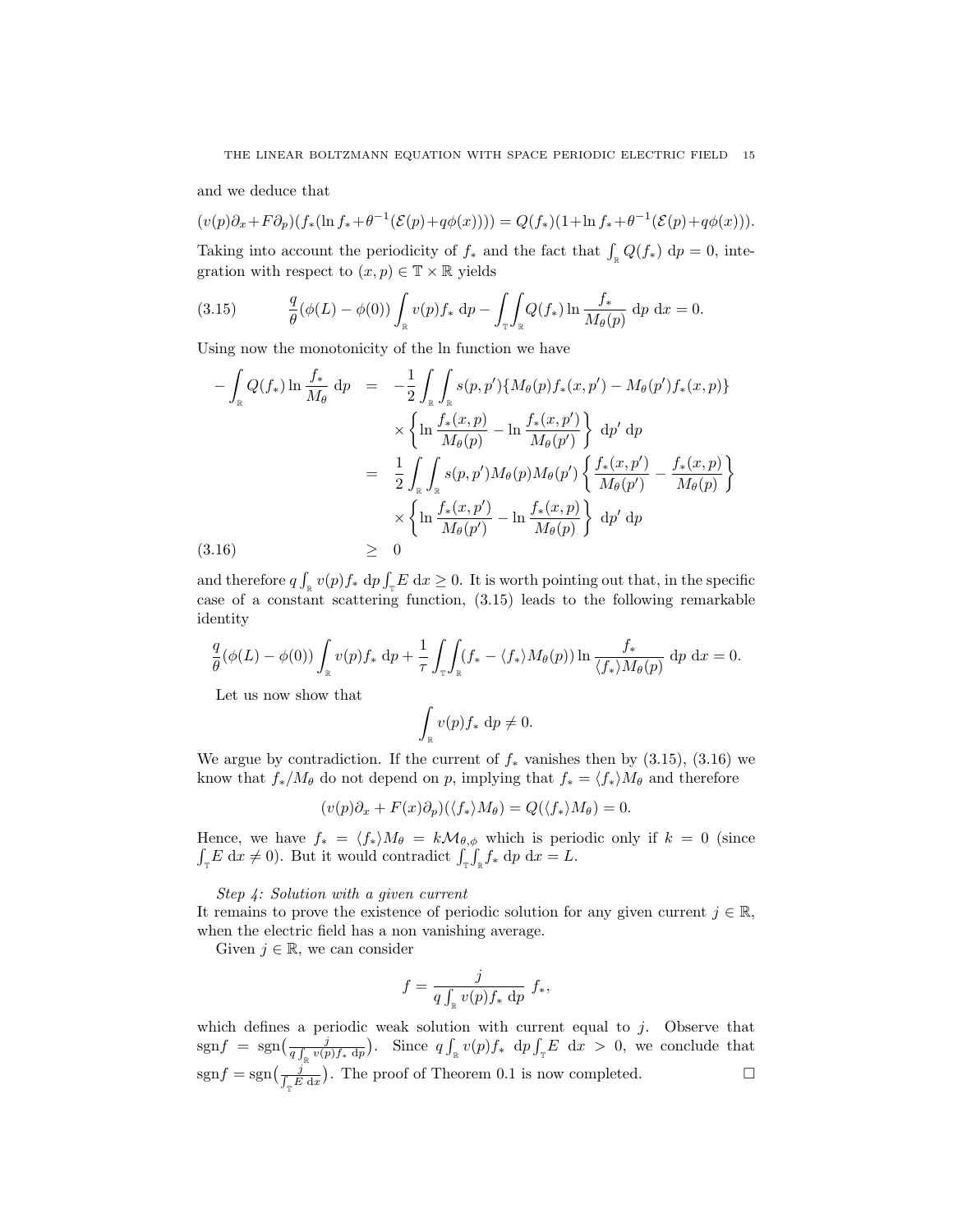and we deduce that

$$(v(p)\partial_x + F\partial_p)(f_*(\ln f_* + \theta^{-1}(\mathcal{E}(p)+q\phi(x)))) = Q(f_*)(1+\ln f_* + \theta^{-1}(\mathcal{E}(p)+q\phi(x))).$$

Taking into account the periodicity of $f_*$ and the fact that $\int_{\mathbb{R}} Q(f_*)\ \mathrm{d}p = 0$, integration with respect to $(x,p) \in \mathbb{T}\times\mathbb{R}$ yields

$$\frac{q}{\theta}(\phi(L)-\phi(0))\int_{\mathbb{R}} v(p) f_*\ \mathrm{d}p - \int_{\mathbb{T}}\int_{\mathbb{R}} Q(f_*)\ln\frac{f_*}{M_\theta(p)}\ \mathrm{d}p\ \mathrm{d}x = 0. \tag{3.15}$$

Using now the monotonicity of the ln function we have

$$\begin{aligned}
-\int_{\mathbb{R}} Q(f_*)\ln\frac{f_*}{M_\theta}\ \mathrm{d}p &= -\frac{1}{2}\int_{\mathbb{R}}\int_{\mathbb{R}} s(p,p')\{M_\theta(p)f_*(x,p') - M_\theta(p')f_*(x,p)\} \\
&\quad \times \left\{\ln\frac{f_*(x,p)}{M_\theta(p)} - \ln\frac{f_*(x,p')}{M_\theta(p')}\right\}\ \mathrm{d}p'\ \mathrm{d}p \\
&= \frac{1}{2}\int_{\mathbb{R}}\int_{\mathbb{R}} s(p,p')M_\theta(p)M_\theta(p')\left\{\frac{f_*(x,p')}{M_\theta(p')} - \frac{f_*(x,p)}{M_\theta(p)}\right\} \\
&\quad \times \left\{\ln\frac{f_*(x,p')}{M_\theta(p')} - \ln\frac{f_*(x,p)}{M_\theta(p)}\right\}\ \mathrm{d}p'\ \mathrm{d}p \\
&\geq 0 
\end{aligned} \tag{3.16}$$

and therefore $q\int_{\mathbb{R}} v(p)f_*\ \mathrm{d}p \int_{\mathbb{T}} E\ \mathrm{d}x \geq 0$. It is worth pointing out that, in the specific case of a constant scattering function, (3.15) leads to the following remarkable identity

$$\frac{q}{\theta}(\phi(L)-\phi(0))\int_{\mathbb{R}} v(p)f_*\ \mathrm{d}p + \frac{1}{\tau}\int_{\mathbb{T}}\int_{\mathbb{R}}(f_* - \langle f_*\rangle M_\theta(p))\ln\frac{f_*}{\langle f_*\rangle M_\theta(p)}\ \mathrm{d}p\ \mathrm{d}x = 0.$$

Let us now show that

$$\int_{\mathbb{R}} v(p) f_*\ \mathrm{d}p \neq 0.$$

We argue by contradiction. If the current of $f_*$ vanishes then by (3.15), (3.16) we know that $f_*/M_\theta$ do not depend on $p$, implying that $f_* = \langle f_*\rangle M_\theta$ and therefore

$$(v(p)\partial_x + F(x)\partial_p)(\langle f_*\rangle M_\theta) = Q(\langle f_*\rangle M_\theta) = 0.$$

Hence, we have $f_* = \langle f_*\rangle M_\theta = k\mathcal{M}_{\theta,\phi}$ which is periodic only if $k=0$ (since $\int_{\mathbb{T}} E\ \mathrm{d}x \neq 0$). But it would contradict $\int_{\mathbb{T}}\int_{\mathbb{R}} f_*\ \mathrm{d}p\ \mathrm{d}x = L$.

*Step 4: Solution with a given current*
It remains to prove the existence of periodic solution for any given current $j \in \mathbb{R}$, when the electric field has a non vanishing average.

Given $j \in \mathbb{R}$, we can consider

$$f = \frac{j}{q\int_{\mathbb{R}} v(p) f_*\ \mathrm{d}p}\ f_*,$$

which defines a periodic weak solution with current equal to $j$. Observe that $\operatorname{sgn} f = \operatorname{sgn}\left(\frac{j}{q\int_{\mathbb{R}} v(p)f_*\ \mathrm{d}p}\right)$. Since $q\int_{\mathbb{R}} v(p)f_*\ \mathrm{d}p\int_{\mathbb{T}} E\ \mathrm{d}x > 0$, we conclude that $\operatorname{sgn} f = \operatorname{sgn}\left(\frac{j}{\int_{\mathbb{T}} E\ \mathrm{d}x}\right)$. The proof of Theorem 0.1 is now completed. $\square$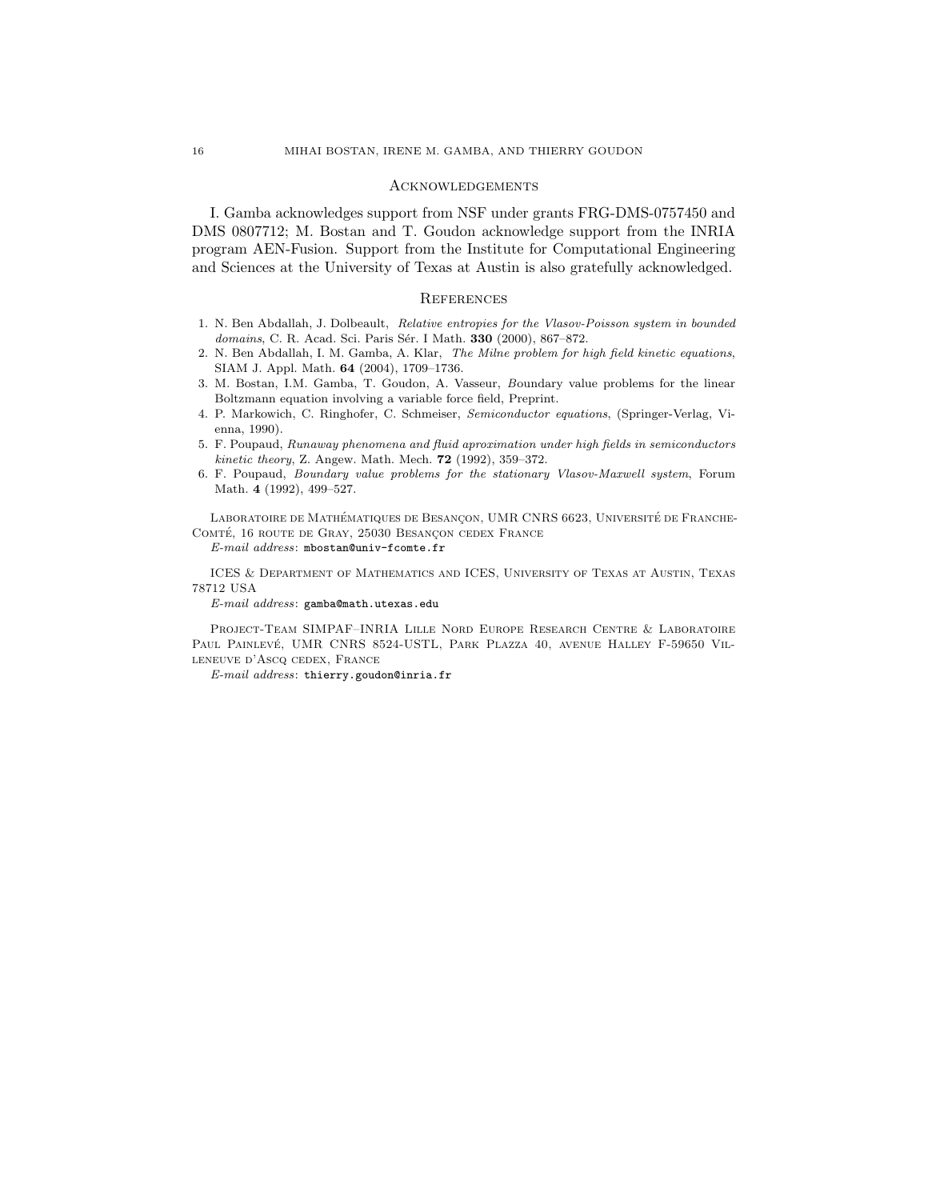## Acknowledgements

I. Gamba acknowledges support from NSF under grants FRG-DMS-0757450 and DMS 0807712; M. Bostan and T. Goudon acknowledge support from the INRIA program AEN-Fusion. Support from the Institute for Computational Engineering and Sciences at the University of Texas at Austin is also gratefully acknowledged.

## References

1. N. Ben Abdallah, J. Dolbeault, *Relative entropies for the Vlasov-Poisson system in bounded domains*, C. R. Acad. Sci. Paris Sér. I Math. **330** (2000), 867–872.
2. N. Ben Abdallah, I. M. Gamba, A. Klar, *The Milne problem for high field kinetic equations*, SIAM J. Appl. Math. **64** (2004), 1709–1736.
3. M. Bostan, I.M. Gamba, T. Goudon, A. Vasseur, *B*oundary value problems for the linear Boltzmann equation involving a variable force field, Preprint.
4. P. Markowich, C. Ringhofer, C. Schmeiser, *Semiconductor equations*, (Springer-Verlag, Vienna, 1990).
5. F. Poupaud, *Runaway phenomena and fluid aproximation under high fields in semiconductors kinetic theory*, Z. Angew. Math. Mech. **72** (1992), 359–372.
6. F. Poupaud, *Boundary value problems for the stationary Vlasov-Maxwell system*, Forum Math. **4** (1992), 499–527.

Laboratoire de Mathématiques de Besançon, UMR CNRS 6623, Université de Franche-Comté, 16 route de Gray, 25030 Besançon cedex France

*E-mail address*: mbostan@univ-fcomte.fr

ICES & Department of Mathematics and ICES, University of Texas at Austin, Texas 78712 USA

*E-mail address*: gamba@math.utexas.edu

Project-Team SIMPAF–INRIA Lille Nord Europe Research Centre & Laboratoire Paul Painlevé, UMR CNRS 8524-USTL, Park Plazza 40, avenue Halley F-59650 Villeneuve d'Ascq cedex, France

*E-mail address*: thierry.goudon@inria.fr